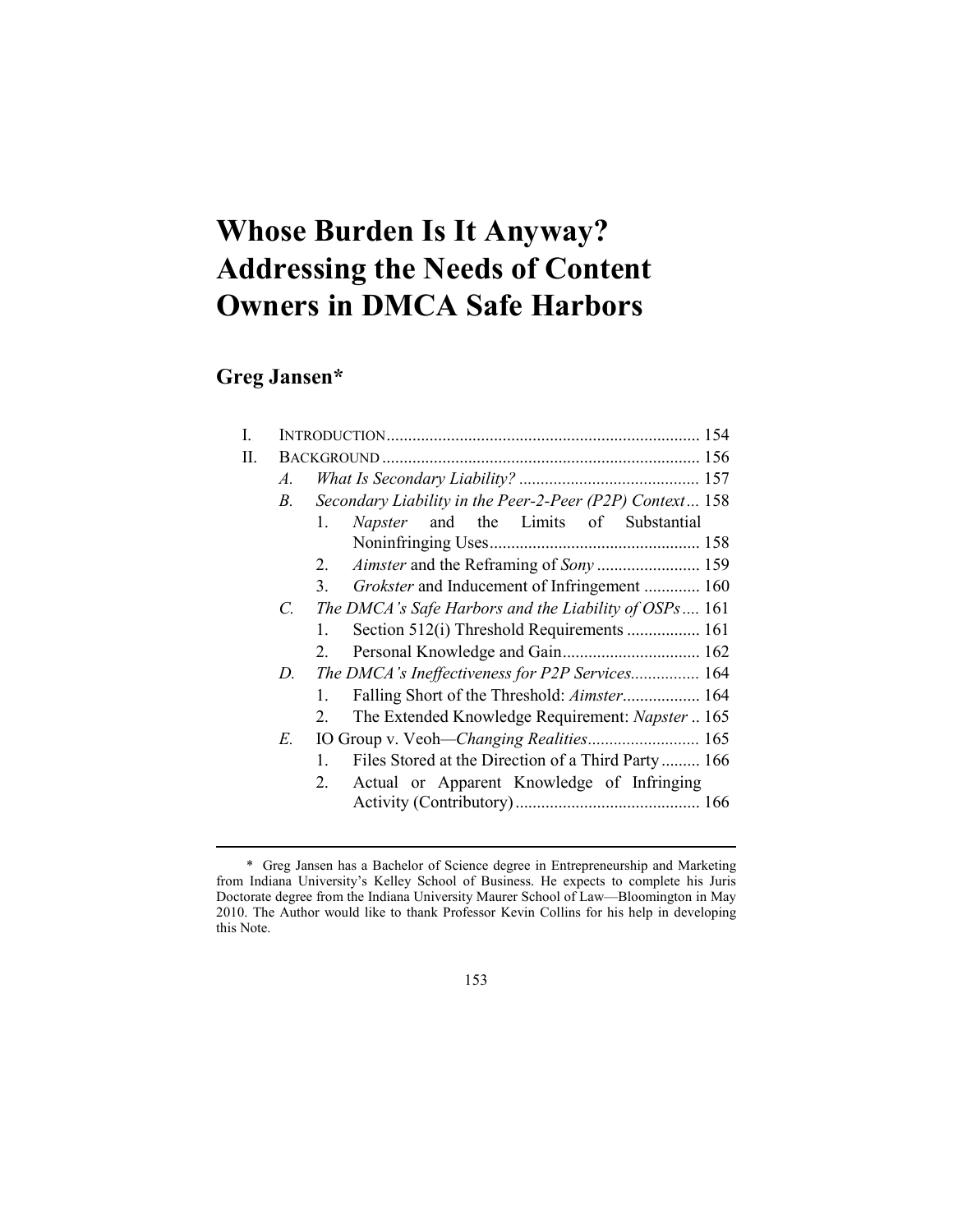# Whose Burden Is It Anyway? Addressing the Needs of Content Owners in DMCA Safe Harbors

## Greg Jansen*

I. INTRODUCTION ........................................................................ 154

II. BACKGROUND ......................................................................... 156

  A. *What Is Secondary Liability?* .......................................... 157

  B. *Secondary Liability in the Peer-2-Peer (P2P) Context* ... 158

    1. *Napster* and the Limits of Substantial Noninfringing Uses ................................................ 158

    2. *Aimster* and the Reframing of *Sony* ........................ 159

    3. *Grokster* and Inducement of Infringement ............. 160

  C. *The DMCA's Safe Harbors and the Liability of OSPs* .... 161

    1. Section 512(i) Threshold Requirements ................. 161

    2. Personal Knowledge and Gain ................................ 162

  D. *The DMCA's Ineffectiveness for P2P Services*................ 164

    1. Falling Short of the Threshold: *Aimster*.................. 164

    2. The Extended Knowledge Requirement: *Napster* .. 165

  E. IO Group v. Veoh—*Changing Realities*.......................... 165

    1. Files Stored at the Direction of a Third Party......... 166

    2. Actual or Apparent Knowledge of Infringing Activity (Contributory) ........................................... 166

---

\* Greg Jansen has a Bachelor of Science degree in Entrepreneurship and Marketing from Indiana University's Kelley School of Business. He expects to complete his Juris Doctorate degree from the Indiana University Maurer School of Law—Bloomington in May 2010. The Author would like to thank Professor Kevin Collins for his help in developing this Note.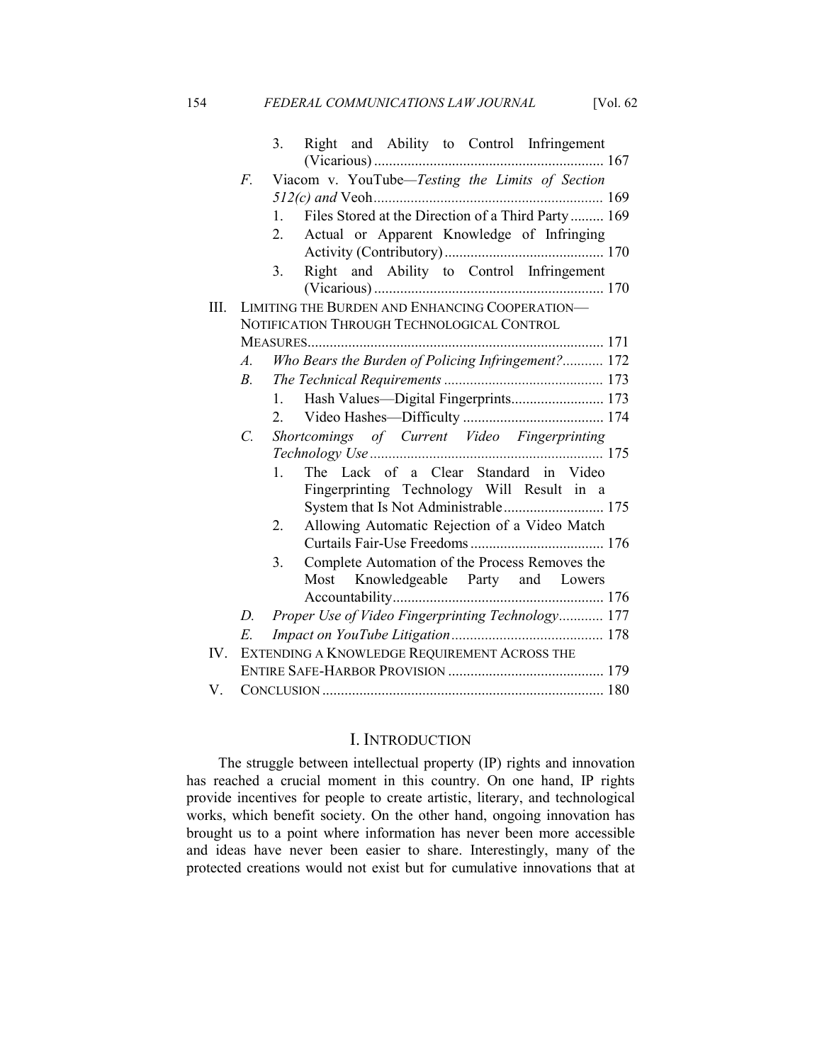3. Right and Ability to Control Infringement (Vicarious) .............................................................. 167

F. Viacom v. YouTube—*Testing the Limits of Section 512(c) and* Veoh............................................................. 169

1. Files Stored at the Direction of a Third Party ......... 169
2. Actual or Apparent Knowledge of Infringing Activity (Contributory) ........................................... 170
3. Right and Ability to Control Infringement (Vicarious) .............................................................. 170

III. LIMITING THE BURDEN AND ENHANCING COOPERATION—NOTIFICATION THROUGH TECHNOLOGICAL CONTROL MEASURES................................................................................ 171

*A. Who Bears the Burden of Policing Infringement?*........... 172

*B. The Technical Requirements* ........................................... 173

1. Hash Values—Digital Fingerprints......................... 173
2. Video Hashes—Difficulty ...................................... 174

*C. Shortcomings of Current Video Fingerprinting Technology Use* ............................................................... 175

1. The Lack of a Clear Standard in Video Fingerprinting Technology Will Result in a System that Is Not Administrable ........................... 175
2. Allowing Automatic Rejection of a Video Match Curtails Fair-Use Freedoms .................................... 176
3. Complete Automation of the Process Removes the Most Knowledgeable Party and Lowers Accountability......................................................... 176

*D. Proper Use of Video Fingerprinting Technology*............ 177

*E. Impact on YouTube Litigation*......................................... 178

IV. EXTENDING A KNOWLEDGE REQUIREMENT ACROSS THE ENTIRE SAFE-HARBOR PROVISION .......................................... 179

V. CONCLUSION ............................................................................ 180

# I. INTRODUCTION

The struggle between intellectual property (IP) rights and innovation has reached a crucial moment in this country. On one hand, IP rights provide incentives for people to create artistic, literary, and technological works, which benefit society. On the other hand, ongoing innovation has brought us to a point where information has never been more accessible and ideas have never been easier to share. Interestingly, many of the protected creations would not exist but for cumulative innovations that at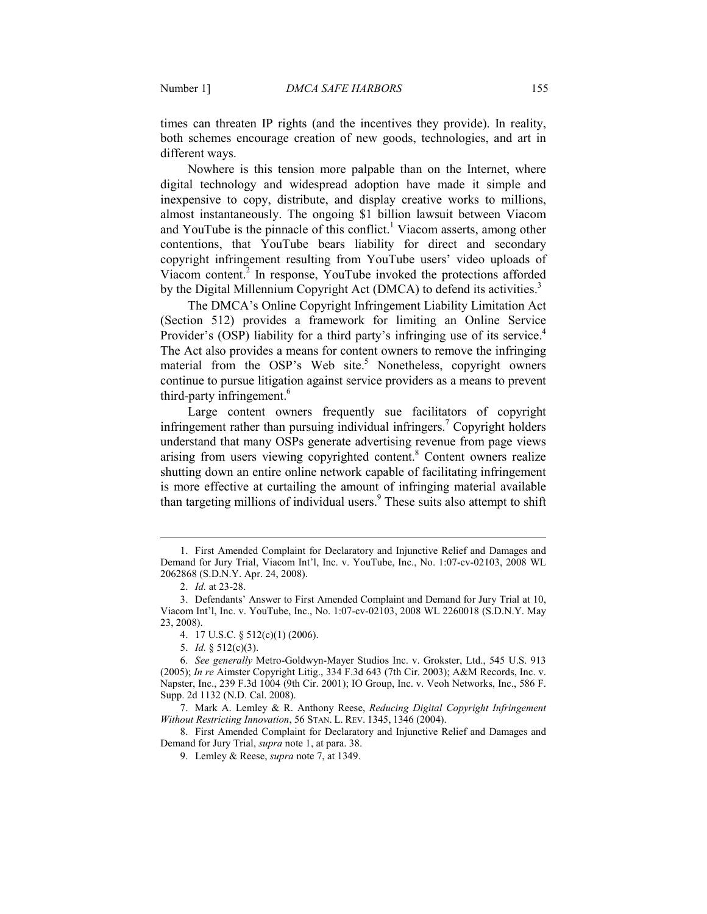times can threaten IP rights (and the incentives they provide). In reality, both schemes encourage creation of new goods, technologies, and art in different ways.

Nowhere is this tension more palpable than on the Internet, where digital technology and widespread adoption have made it simple and inexpensive to copy, distribute, and display creative works to millions, almost instantaneously. The ongoing $1 billion lawsuit between Viacom and YouTube is the pinnacle of this conflict.[1] Viacom asserts, among other contentions, that YouTube bears liability for direct and secondary copyright infringement resulting from YouTube users' video uploads of Viacom content.[2] In response, YouTube invoked the protections afforded by the Digital Millennium Copyright Act (DMCA) to defend its activities.[3]

The DMCA's Online Copyright Infringement Liability Limitation Act (Section 512) provides a framework for limiting an Online Service Provider's (OSP) liability for a third party's infringing use of its service.[4] The Act also provides a means for content owners to remove the infringing material from the OSP's Web site.[5] Nonetheless, copyright owners continue to pursue litigation against service providers as a means to prevent third-party infringement.[6]

Large content owners frequently sue facilitators of copyright infringement rather than pursuing individual infringers.[7] Copyright holders understand that many OSPs generate advertising revenue from page views arising from users viewing copyrighted content.[8] Content owners realize shutting down an entire online network capable of facilitating infringement is more effective at curtailing the amount of infringing material available than targeting millions of individual users.[9] These suits also attempt to shift

---

1. First Amended Complaint for Declaratory and Injunctive Relief and Damages and Demand for Jury Trial, Viacom Int'l, Inc. v. YouTube, Inc., No. 1:07-cv-02103, 2008 WL 2062868 (S.D.N.Y. Apr. 24, 2008).

2. *Id.* at 23-28.

3. Defendants' Answer to First Amended Complaint and Demand for Jury Trial at 10, Viacom Int'l, Inc. v. YouTube, Inc., No. 1:07-cv-02103, 2008 WL 2260018 (S.D.N.Y. May 23, 2008).

4. 17 U.S.C. § 512(c)(1) (2006).

5. *Id.* § 512(c)(3).

6. *See generally* Metro-Goldwyn-Mayer Studios Inc. v. Grokster, Ltd., 545 U.S. 913 (2005); *In re* Aimster Copyright Litig., 334 F.3d 643 (7th Cir. 2003); A&M Records, Inc. v. Napster, Inc., 239 F.3d 1004 (9th Cir. 2001); IO Group, Inc. v. Veoh Networks, Inc., 586 F. Supp. 2d 1132 (N.D. Cal. 2008).

7. Mark A. Lemley & R. Anthony Reese, *Reducing Digital Copyright Infringement Without Restricting Innovation*, 56 STAN. L. REV. 1345, 1346 (2004).

8. First Amended Complaint for Declaratory and Injunctive Relief and Damages and Demand for Jury Trial, *supra* note 1, at para. 38.

9. Lemley & Reese, *supra* note 7, at 1349.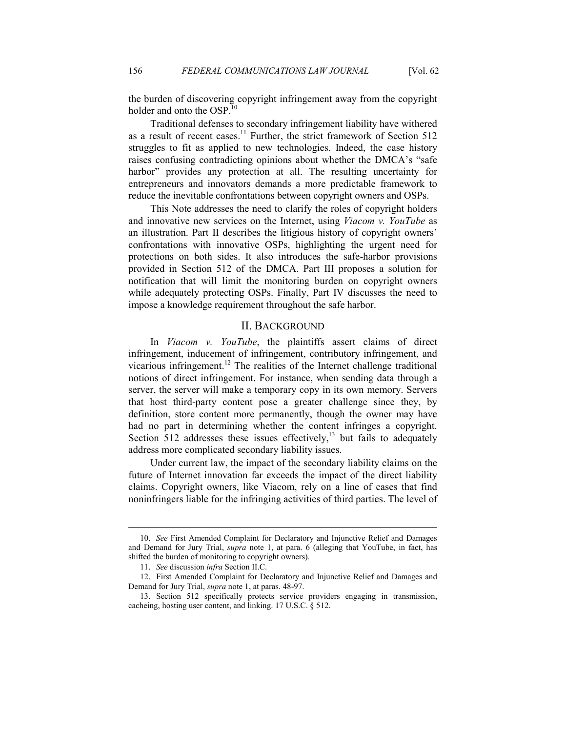the burden of discovering copyright infringement away from the copyright holder and onto the OSP.[10]

Traditional defenses to secondary infringement liability have withered as a result of recent cases.[11] Further, the strict framework of Section 512 struggles to fit as applied to new technologies. Indeed, the case history raises confusing contradicting opinions about whether the DMCA's "safe harbor" provides any protection at all. The resulting uncertainty for entrepreneurs and innovators demands a more predictable framework to reduce the inevitable confrontations between copyright owners and OSPs.

This Note addresses the need to clarify the roles of copyright holders and innovative new services on the Internet, using *Viacom v. YouTube* as an illustration. Part II describes the litigious history of copyright owners' confrontations with innovative OSPs, highlighting the urgent need for protections on both sides. It also introduces the safe-harbor provisions provided in Section 512 of the DMCA. Part III proposes a solution for notification that will limit the monitoring burden on copyright owners while adequately protecting OSPs. Finally, Part IV discusses the need to impose a knowledge requirement throughout the safe harbor.

## II. BACKGROUND

In *Viacom v. YouTube*, the plaintiffs assert claims of direct infringement, inducement of infringement, contributory infringement, and vicarious infringement.[12] The realities of the Internet challenge traditional notions of direct infringement. For instance, when sending data through a server, the server will make a temporary copy in its own memory. Servers that host third-party content pose a greater challenge since they, by definition, store content more permanently, though the owner may have had no part in determining whether the content infringes a copyright. Section 512 addresses these issues effectively,[13] but fails to adequately address more complicated secondary liability issues.

Under current law, the impact of the secondary liability claims on the future of Internet innovation far exceeds the impact of the direct liability claims. Copyright owners, like Viacom, rely on a line of cases that find noninfringers liable for the infringing activities of third parties. The level of

---

10. *See* First Amended Complaint for Declaratory and Injunctive Relief and Damages and Demand for Jury Trial, *supra* note 1, at para. 6 (alleging that YouTube, in fact, has shifted the burden of monitoring to copyright owners).

11. *See* discussion *infra* Section II.C.

12. First Amended Complaint for Declaratory and Injunctive Relief and Damages and Demand for Jury Trial, *supra* note 1, at paras. 48-97.

13. Section 512 specifically protects service providers engaging in transmission, cacheing, hosting user content, and linking. 17 U.S.C. § 512.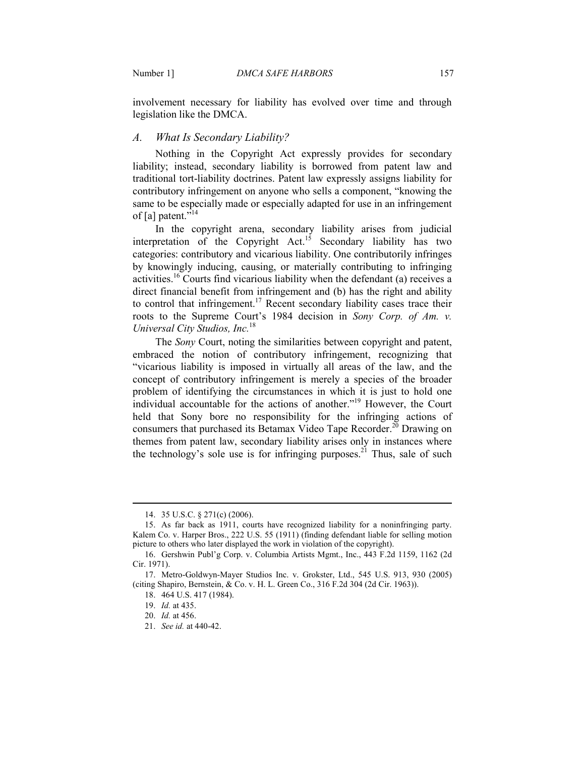involvement necessary for liability has evolved over time and through legislation like the DMCA.

### A. *What Is Secondary Liability?*

Nothing in the Copyright Act expressly provides for secondary liability; instead, secondary liability is borrowed from patent law and traditional tort-liability doctrines. Patent law expressly assigns liability for contributory infringement on anyone who sells a component, "knowing the same to be especially made or especially adapted for use in an infringement of [a] patent."[14]

In the copyright arena, secondary liability arises from judicial interpretation of the Copyright Act.[15] Secondary liability has two categories: contributory and vicarious liability. One contributorily infringes by knowingly inducing, causing, or materially contributing to infringing activities.[16] Courts find vicarious liability when the defendant (a) receives a direct financial benefit from infringement and (b) has the right and ability to control that infringement.[17] Recent secondary liability cases trace their roots to the Supreme Court's 1984 decision in *Sony Corp. of Am. v. Universal City Studios, Inc.*[18]

The *Sony* Court, noting the similarities between copyright and patent, embraced the notion of contributory infringement, recognizing that "vicarious liability is imposed in virtually all areas of the law, and the concept of contributory infringement is merely a species of the broader problem of identifying the circumstances in which it is just to hold one individual accountable for the actions of another."[19] However, the Court held that Sony bore no responsibility for the infringing actions of consumers that purchased its Betamax Video Tape Recorder.[20] Drawing on themes from patent law, secondary liability arises only in instances where the technology's sole use is for infringing purposes.[21] Thus, sale of such

---

14. 35 U.S.C. § 271(c) (2006).

15. As far back as 1911, courts have recognized liability for a noninfringing party. Kalem Co. v. Harper Bros., 222 U.S. 55 (1911) (finding defendant liable for selling motion picture to others who later displayed the work in violation of the copyright).

16. Gershwin Publ'g Corp. v. Columbia Artists Mgmt., Inc., 443 F.2d 1159, 1162 (2d Cir. 1971).

17. Metro-Goldwyn-Mayer Studios Inc. v. Grokster, Ltd., 545 U.S. 913, 930 (2005) (citing Shapiro, Bernstein, & Co. v. H. L. Green Co., 316 F.2d 304 (2d Cir. 1963)).

18. 464 U.S. 417 (1984).

19. *Id.* at 435.

20. *Id.* at 456.

21. *See id.* at 440-42.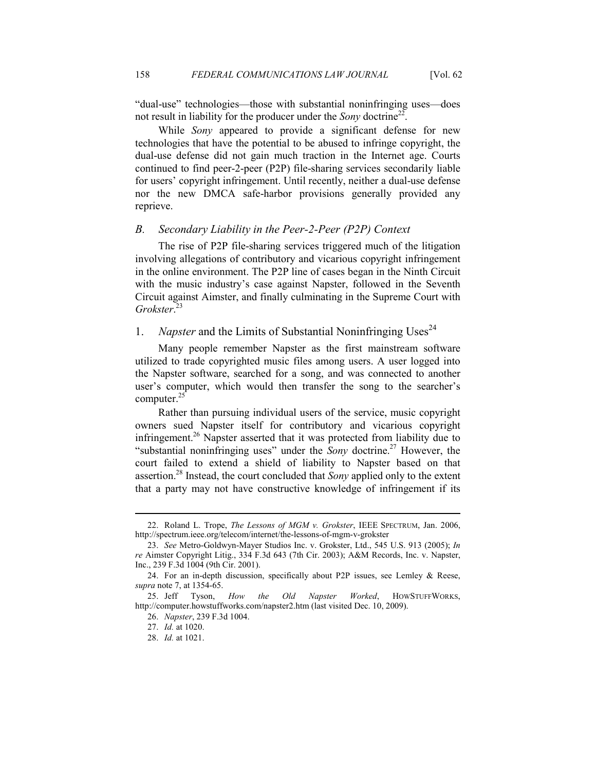"dual-use" technologies—those with substantial noninfringing uses—does not result in liability for the producer under the *Sony* doctrine[22].

While *Sony* appeared to provide a significant defense for new technologies that have the potential to be abused to infringe copyright, the dual-use defense did not gain much traction in the Internet age. Courts continued to find peer-2-peer (P2P) file-sharing services secondarily liable for users' copyright infringement. Until recently, neither a dual-use defense nor the new DMCA safe-harbor provisions generally provided any reprieve.

### *B. Secondary Liability in the Peer-2-Peer (P2P) Context*

The rise of P2P file-sharing services triggered much of the litigation involving allegations of contributory and vicarious copyright infringement in the online environment. The P2P line of cases began in the Ninth Circuit with the music industry's case against Napster, followed in the Seventh Circuit against Aimster, and finally culminating in the Supreme Court with *Grokster*.[23]

#### 1. *Napster* and the Limits of Substantial Noninfringing Uses[24]

Many people remember Napster as the first mainstream software utilized to trade copyrighted music files among users. A user logged into the Napster software, searched for a song, and was connected to another user's computer, which would then transfer the song to the searcher's computer.[25]

Rather than pursuing individual users of the service, music copyright owners sued Napster itself for contributory and vicarious copyright infringement.[26] Napster asserted that it was protected from liability due to "substantial noninfringing uses" under the *Sony* doctrine.[27] However, the court failed to extend a shield of liability to Napster based on that assertion.[28] Instead, the court concluded that *Sony* applied only to the extent that a party may not have constructive knowledge of infringement if its

---

22. Roland L. Trope, *The Lessons of MGM v. Grokster*, IEEE SPECTRUM, Jan. 2006, http://spectrum.ieee.org/telecom/internet/the-lessons-of-mgm-v-grokster

23. *See* Metro-Goldwyn-Mayer Studios Inc. v. Grokster, Ltd., 545 U.S. 913 (2005); *In re* Aimster Copyright Litig., 334 F.3d 643 (7th Cir. 2003); A&M Records, Inc. v. Napster, Inc., 239 F.3d 1004 (9th Cir. 2001).

24. For an in-depth discussion, specifically about P2P issues, see Lemley & Reese, *supra* note 7, at 1354-65.

25. Jeff Tyson, *How the Old Napster Worked*, HOWSTUFFWORKS, http://computer.howstuffworks.com/napster2.htm (last visited Dec. 10, 2009).

26. *Napster*, 239 F.3d 1004.

27. *Id.* at 1020.

28. *Id.* at 1021.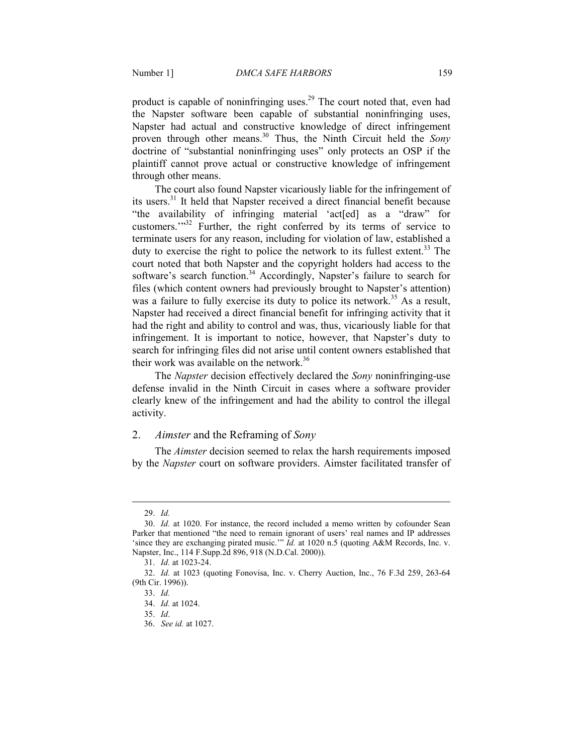product is capable of noninfringing uses.[29] The court noted that, even had the Napster software been capable of substantial noninfringing uses, Napster had actual and constructive knowledge of direct infringement proven through other means.[30] Thus, the Ninth Circuit held the *Sony* doctrine of "substantial noninfringing uses" only protects an OSP if the plaintiff cannot prove actual or constructive knowledge of infringement through other means.

The court also found Napster vicariously liable for the infringement of its users.[31] It held that Napster received a direct financial benefit because "the availability of infringing material 'act[ed] as a "draw" for customers.'"[32] Further, the right conferred by its terms of service to terminate users for any reason, including for violation of law, established a duty to exercise the right to police the network to its fullest extent.[33] The court noted that both Napster and the copyright holders had access to the software's search function.[34] Accordingly, Napster's failure to search for files (which content owners had previously brought to Napster's attention) was a failure to fully exercise its duty to police its network.[35] As a result, Napster had received a direct financial benefit for infringing activity that it had the right and ability to control and was, thus, vicariously liable for that infringement. It is important to notice, however, that Napster's duty to search for infringing files did not arise until content owners established that their work was available on the network.[36]

The *Napster* decision effectively declared the *Sony* noninfringing-use defense invalid in the Ninth Circuit in cases where a software provider clearly knew of the infringement and had the ability to control the illegal activity.

### 2. *Aimster* and the Reframing of *Sony*

The *Aimster* decision seemed to relax the harsh requirements imposed by the *Napster* court on software providers. Aimster facilitated transfer of

---

29. *Id.*

30. *Id.* at 1020. For instance, the record included a memo written by cofounder Sean Parker that mentioned "the need to remain ignorant of users' real names and IP addresses 'since they are exchanging pirated music.'" *Id.* at 1020 n.5 (quoting A&M Records, Inc. v. Napster, Inc., 114 F.Supp.2d 896, 918 (N.D.Cal. 2000)).

31. *Id.* at 1023-24.

32. *Id.* at 1023 (quoting Fonovisa, Inc. v. Cherry Auction, Inc., 76 F.3d 259, 263-64 (9th Cir. 1996)).

33. *Id.*

34. *Id.* at 1024.

35. *Id*.

36. *See id.* at 1027.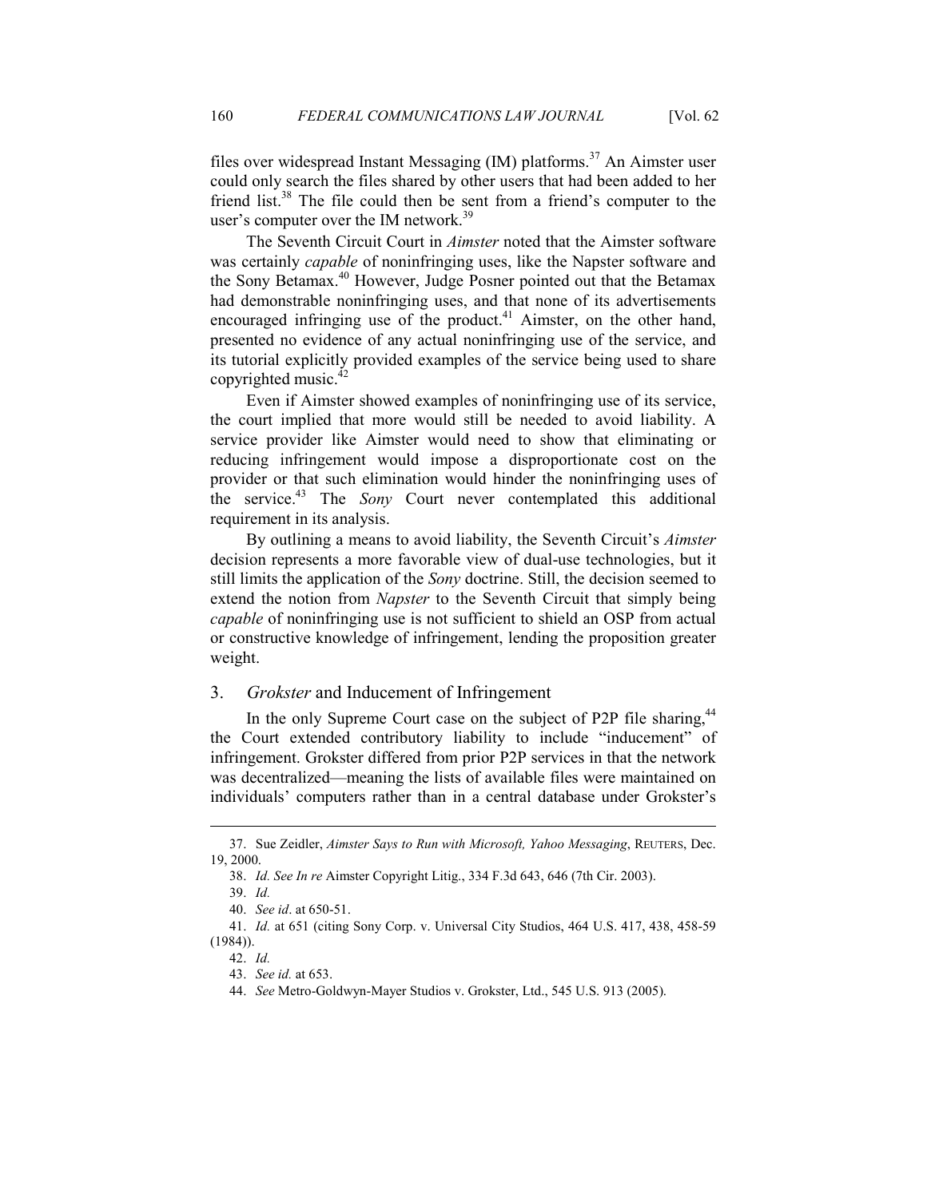files over widespread Instant Messaging (IM) platforms.[37] An Aimster user could only search the files shared by other users that had been added to her friend list.[38] The file could then be sent from a friend's computer to the user's computer over the IM network.[39]

The Seventh Circuit Court in *Aimster* noted that the Aimster software was certainly *capable* of noninfringing uses, like the Napster software and the Sony Betamax.[40] However, Judge Posner pointed out that the Betamax had demonstrable noninfringing uses, and that none of its advertisements encouraged infringing use of the product.[41] Aimster, on the other hand, presented no evidence of any actual noninfringing use of the service, and its tutorial explicitly provided examples of the service being used to share copyrighted music.[42]

Even if Aimster showed examples of noninfringing use of its service, the court implied that more would still be needed to avoid liability. A service provider like Aimster would need to show that eliminating or reducing infringement would impose a disproportionate cost on the provider or that such elimination would hinder the noninfringing uses of the service.[43] The *Sony* Court never contemplated this additional requirement in its analysis.

By outlining a means to avoid liability, the Seventh Circuit's *Aimster* decision represents a more favorable view of dual-use technologies, but it still limits the application of the *Sony* doctrine. Still, the decision seemed to extend the notion from *Napster* to the Seventh Circuit that simply being *capable* of noninfringing use is not sufficient to shield an OSP from actual or constructive knowledge of infringement, lending the proposition greater weight.

### 3. *Grokster* and Inducement of Infringement

In the only Supreme Court case on the subject of P2P file sharing,[44] the Court extended contributory liability to include "inducement" of infringement. Grokster differed from prior P2P services in that the network was decentralized—meaning the lists of available files were maintained on individuals' computers rather than in a central database under Grokster's

---

37. Sue Zeidler, *Aimster Says to Run with Microsoft, Yahoo Messaging*, REUTERS, Dec. 19, 2000.

38. *Id. See In re* Aimster Copyright Litig., 334 F.3d 643, 646 (7th Cir. 2003).

39. *Id.*

40. *See id*. at 650-51.

41. *Id.* at 651 (citing Sony Corp. v. Universal City Studios, 464 U.S. 417, 438, 458-59 (1984)).

42. *Id.*

43. *See id.* at 653.

44. *See* Metro-Goldwyn-Mayer Studios v. Grokster, Ltd., 545 U.S. 913 (2005).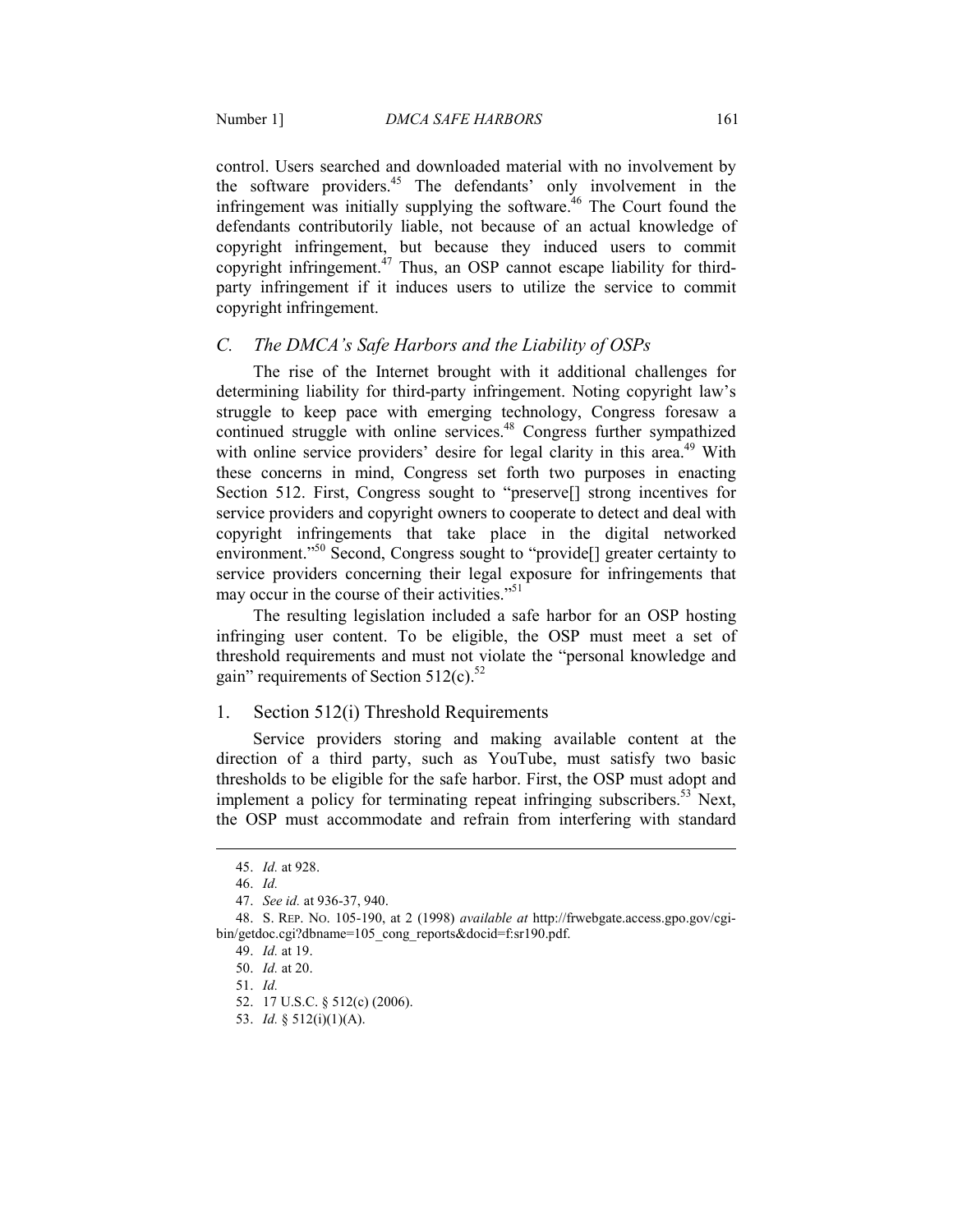control. Users searched and downloaded material with no involvement by the software providers.[45] The defendants' only involvement in the infringement was initially supplying the software.[46] The Court found the defendants contributorily liable, not because of an actual knowledge of copyright infringement, but because they induced users to commit copyright infringement.[47] Thus, an OSP cannot escape liability for third-party infringement if it induces users to utilize the service to commit copyright infringement.

### *C. The DMCA's Safe Harbors and the Liability of OSPs*

The rise of the Internet brought with it additional challenges for determining liability for third-party infringement. Noting copyright law's struggle to keep pace with emerging technology, Congress foresaw a continued struggle with online services.[48] Congress further sympathized with online service providers' desire for legal clarity in this area.[49] With these concerns in mind, Congress set forth two purposes in enacting Section 512. First, Congress sought to "preserve[] strong incentives for service providers and copyright owners to cooperate to detect and deal with copyright infringements that take place in the digital networked environment."[50] Second, Congress sought to "provide[] greater certainty to service providers concerning their legal exposure for infringements that may occur in the course of their activities."[51]

The resulting legislation included a safe harbor for an OSP hosting infringing user content. To be eligible, the OSP must meet a set of threshold requirements and must not violate the "personal knowledge and gain" requirements of Section 512(c).[52]

#### 1. Section 512(i) Threshold Requirements

Service providers storing and making available content at the direction of a third party, such as YouTube, must satisfy two basic thresholds to be eligible for the safe harbor. First, the OSP must adopt and implement a policy for terminating repeat infringing subscribers.[53] Next, the OSP must accommodate and refrain from interfering with standard

---

45. *Id.* at 928.

46. *Id.*

47. *See id.* at 936-37, 940.

48. S. REP. NO. 105-190, at 2 (1998) *available at* http://frwebgate.access.gpo.gov/cgi-bin/getdoc.cgi?dbname=105_cong_reports&docid=f:sr190.pdf.

49. *Id.* at 19.

50. *Id.* at 20.

51. *Id.*

52. 17 U.S.C. § 512(c) (2006).

53. *Id.* § 512(i)(1)(A).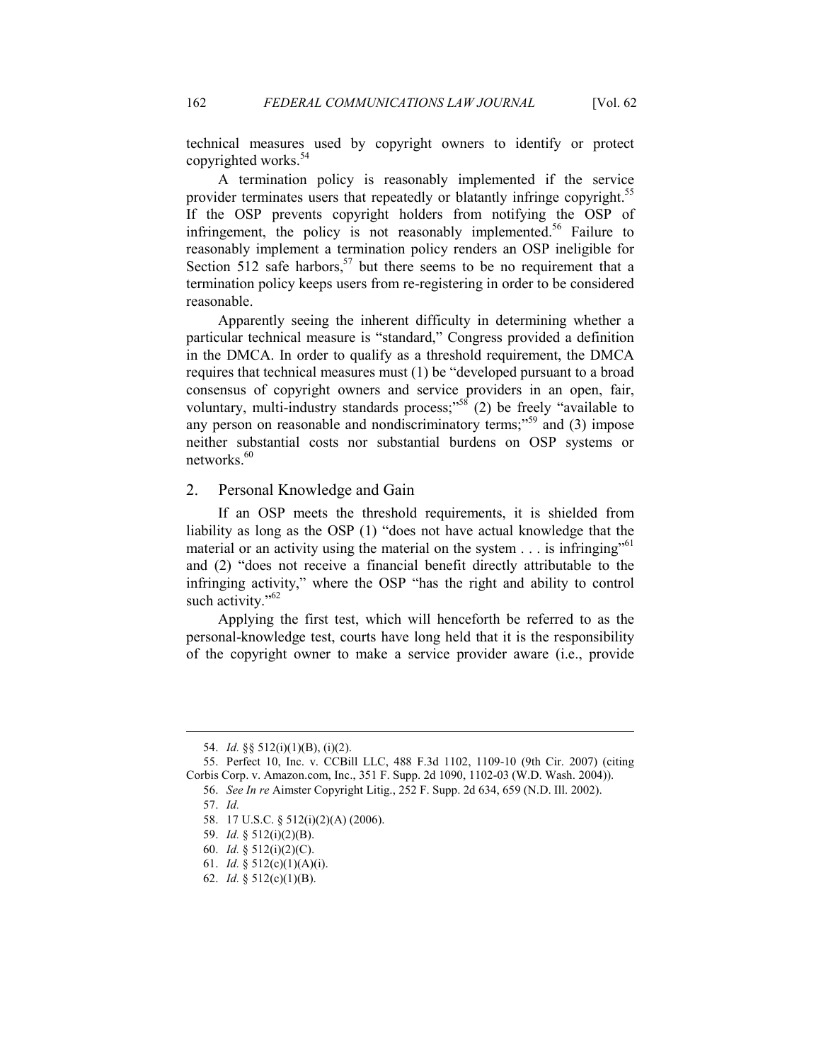technical measures used by copyright owners to identify or protect copyrighted works.[54]

A termination policy is reasonably implemented if the service provider terminates users that repeatedly or blatantly infringe copyright.[55] If the OSP prevents copyright holders from notifying the OSP of infringement, the policy is not reasonably implemented.[56] Failure to reasonably implement a termination policy renders an OSP ineligible for Section 512 safe harbors,[57] but there seems to be no requirement that a termination policy keeps users from re-registering in order to be considered reasonable.

Apparently seeing the inherent difficulty in determining whether a particular technical measure is "standard," Congress provided a definition in the DMCA. In order to qualify as a threshold requirement, the DMCA requires that technical measures must (1) be "developed pursuant to a broad consensus of copyright owners and service providers in an open, fair, voluntary, multi-industry standards process;"[58] (2) be freely "available to any person on reasonable and nondiscriminatory terms;"[59] and (3) impose neither substantial costs nor substantial burdens on OSP systems or networks.[60]

## 2. Personal Knowledge and Gain

If an OSP meets the threshold requirements, it is shielded from liability as long as the OSP (1) "does not have actual knowledge that the material or an activity using the material on the system . . . is infringing"[61] and (2) "does not receive a financial benefit directly attributable to the infringing activity," where the OSP "has the right and ability to control such activity."[62]

Applying the first test, which will henceforth be referred to as the personal-knowledge test, courts have long held that it is the responsibility of the copyright owner to make a service provider aware (i.e., provide

---

54. *Id.* §§ 512(i)(1)(B), (i)(2).

55. Perfect 10, Inc. v. CCBill LLC, 488 F.3d 1102, 1109-10 (9th Cir. 2007) (citing Corbis Corp. v. Amazon.com, Inc., 351 F. Supp. 2d 1090, 1102-03 (W.D. Wash. 2004)).

56. *See In re* Aimster Copyright Litig., 252 F. Supp. 2d 634, 659 (N.D. Ill. 2002).

57. *Id.*

58. 17 U.S.C. § 512(i)(2)(A) (2006).

59. *Id.* § 512(i)(2)(B).

60. *Id.* § 512(i)(2)(C).

61. *Id.* § 512(c)(1)(A)(i).

62. *Id.* § 512(c)(1)(B).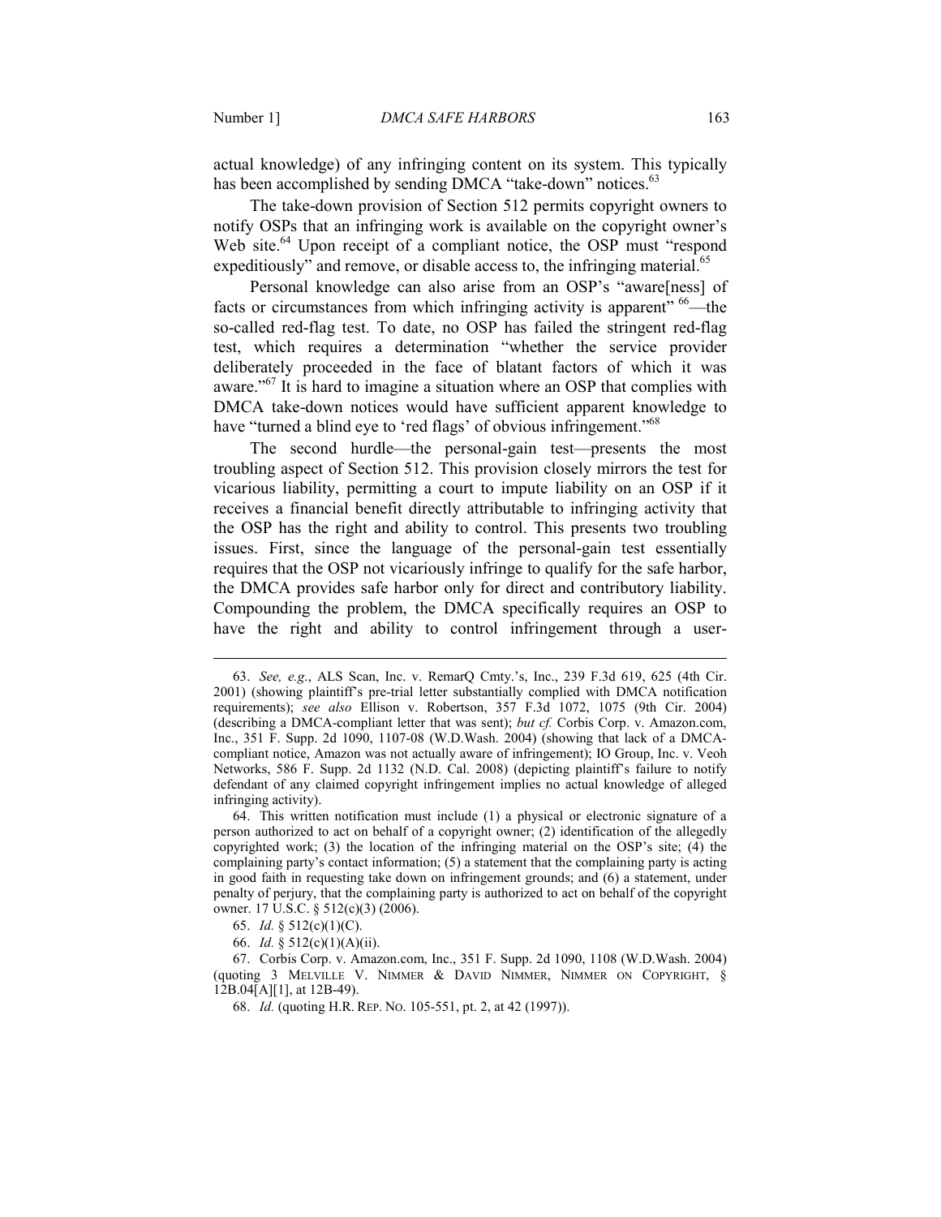actual knowledge) of any infringing content on its system. This typically has been accomplished by sending DMCA "take-down" notices.[63]

The take-down provision of Section 512 permits copyright owners to notify OSPs that an infringing work is available on the copyright owner's Web site.[64] Upon receipt of a compliant notice, the OSP must "respond expeditiously" and remove, or disable access to, the infringing material.[65]

Personal knowledge can also arise from an OSP's "aware[ness] of facts or circumstances from which infringing activity is apparent" [66]—the so-called red-flag test. To date, no OSP has failed the stringent red-flag test, which requires a determination "whether the service provider deliberately proceeded in the face of blatant factors of which it was aware."[67] It is hard to imagine a situation where an OSP that complies with DMCA take-down notices would have sufficient apparent knowledge to have "turned a blind eye to 'red flags' of obvious infringement."[68]

The second hurdle—the personal-gain test—presents the most troubling aspect of Section 512. This provision closely mirrors the test for vicarious liability, permitting a court to impute liability on an OSP if it receives a financial benefit directly attributable to infringing activity that the OSP has the right and ability to control. This presents two troubling issues. First, since the language of the personal-gain test essentially requires that the OSP not vicariously infringe to qualify for the safe harbor, the DMCA provides safe harbor only for direct and contributory liability. Compounding the problem, the DMCA specifically requires an OSP to have the right and ability to control infringement through a user-

---

63. *See, e.g*., ALS Scan, Inc. v. RemarQ Cmty.'s, Inc., 239 F.3d 619, 625 (4th Cir. 2001) (showing plaintiff's pre-trial letter substantially complied with DMCA notification requirements); *see also* Ellison v. Robertson, 357 F.3d 1072, 1075 (9th Cir. 2004) (describing a DMCA-compliant letter that was sent); *but cf.* Corbis Corp. v. Amazon.com, Inc., 351 F. Supp. 2d 1090, 1107-08 (W.D.Wash. 2004) (showing that lack of a DMCA-compliant notice, Amazon was not actually aware of infringement); IO Group, Inc. v. Veoh Networks, 586 F. Supp. 2d 1132 (N.D. Cal. 2008) (depicting plaintiff's failure to notify defendant of any claimed copyright infringement implies no actual knowledge of alleged infringing activity).

64. This written notification must include (1) a physical or electronic signature of a person authorized to act on behalf of a copyright owner; (2) identification of the allegedly copyrighted work; (3) the location of the infringing material on the OSP's site; (4) the complaining party's contact information; (5) a statement that the complaining party is acting in good faith in requesting take down on infringement grounds; and (6) a statement, under penalty of perjury, that the complaining party is authorized to act on behalf of the copyright owner. 17 U.S.C. § 512(c)(3) (2006).

65. *Id.* § 512(c)(1)(C).

66. *Id.* § 512(c)(1)(A)(ii).

67. Corbis Corp. v. Amazon.com, Inc., 351 F. Supp. 2d 1090, 1108 (W.D.Wash. 2004) (quoting 3 MELVILLE V. NIMMER & DAVID NIMMER, NIMMER ON COPYRIGHT, § 12B.04[A][1], at 12B-49).

68. *Id.* (quoting H.R. REP. NO. 105-551, pt. 2, at 42 (1997)).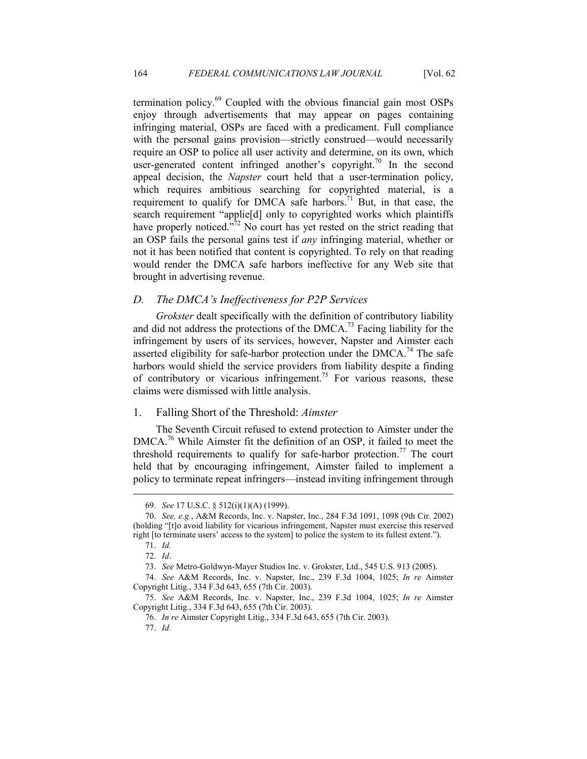termination policy.[69] Coupled with the obvious financial gain most OSPs enjoy through advertisements that may appear on pages containing infringing material, OSPs are faced with a predicament. Full compliance with the personal gains provision—strictly construed—would necessarily require an OSP to police all user activity and determine, on its own, which user-generated content infringed another's copyright.[70] In the second appeal decision, the *Napster* court held that a user-termination policy, which requires ambitious searching for copyrighted material, is a requirement to qualify for DMCA safe harbors.[71] But, in that case, the search requirement "applie[d] only to copyrighted works which plaintiffs have properly noticed."[72] No court has yet rested on the strict reading that an OSP fails the personal gains test if *any* infringing material, whether or not it has been notified that content is copyrighted. To rely on that reading would render the DMCA safe harbors ineffective for any Web site that brought in advertising revenue.

### *D. The DMCA's Ineffectiveness for P2P Services*

*Grokster* dealt specifically with the definition of contributory liability and did not address the protections of the DMCA.[73] Facing liability for the infringement by users of its services, however, Napster and Aimster each asserted eligibility for safe-harbor protection under the DMCA.[74] The safe harbors would shield the service providers from liability despite a finding of contributory or vicarious infringement.[75] For various reasons, these claims were dismissed with little analysis.

#### 1. Falling Short of the Threshold: *Aimster*

The Seventh Circuit refused to extend protection to Aimster under the DMCA.[76] While Aimster fit the definition of an OSP, it failed to meet the threshold requirements to qualify for safe-harbor protection.[77] The court held that by encouraging infringement, Aimster failed to implement a policy to terminate repeat infringers—instead inviting infringement through

---

69. *See* 17 U.S.C. § 512(i)(1)(A) (1999).

70. *See, e.g.*, A&M Records, Inc. v. Napster, Inc., 284 F.3d 1091, 1098 (9th Cir. 2002) (holding "[t]o avoid liability for vicarious infringement, Napster must exercise this reserved right [to terminate users' access to the system] to police the system to its fullest extent.").

71. *Id.*

72. *Id*.

73. *See* Metro-Goldwyn-Mayer Studios Inc. v. Grokster, Ltd., 545 U.S. 913 (2005).

74. *See* A&M Records, Inc. v. Napster, Inc., 239 F.3d 1004, 1025; *In re* Aimster Copyright Litig., 334 F.3d 643, 655 (7th Cir. 2003).

75. *See* A&M Records, Inc. v. Napster, Inc., 239 F.3d 1004, 1025; *In re* Aimster Copyright Litig., 334 F.3d 643, 655 (7th Cir. 2003).

76. *In re* Aimster Copyright Litig., 334 F.3d 643, 655 (7th Cir. 2003).

77. *Id.*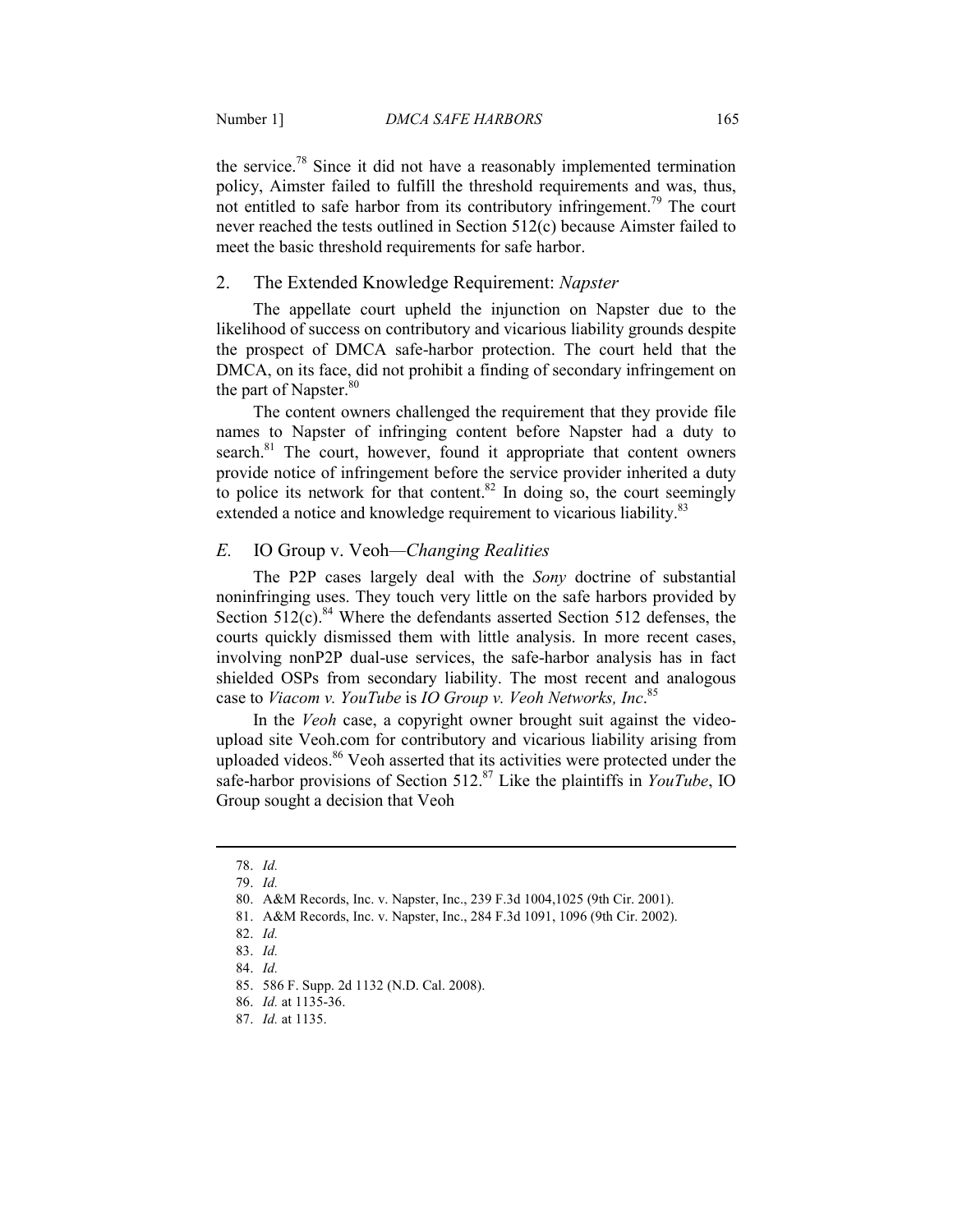the service.[78] Since it did not have a reasonably implemented termination policy, Aimster failed to fulfill the threshold requirements and was, thus, not entitled to safe harbor from its contributory infringement.[79] The court never reached the tests outlined in Section 512(c) because Aimster failed to meet the basic threshold requirements for safe harbor.

### 2. The Extended Knowledge Requirement: *Napster*

The appellate court upheld the injunction on Napster due to the likelihood of success on contributory and vicarious liability grounds despite the prospect of DMCA safe-harbor protection. The court held that the DMCA, on its face, did not prohibit a finding of secondary infringement on the part of Napster.[80]

The content owners challenged the requirement that they provide file names to Napster of infringing content before Napster had a duty to search.[81] The court, however, found it appropriate that content owners provide notice of infringement before the service provider inherited a duty to police its network for that content.[82] In doing so, the court seemingly extended a notice and knowledge requirement to vicarious liability.[83]

## *E.* IO Group v. Veoh—*Changing Realities*

The P2P cases largely deal with the *Sony* doctrine of substantial noninfringing uses. They touch very little on the safe harbors provided by Section 512(c).[84] Where the defendants asserted Section 512 defenses, the courts quickly dismissed them with little analysis. In more recent cases, involving nonP2P dual-use services, the safe-harbor analysis has in fact shielded OSPs from secondary liability. The most recent and analogous case to *Viacom v. YouTube* is *IO Group v. Veoh Networks, Inc*.[85]

In the *Veoh* case, a copyright owner brought suit against the video-upload site Veoh.com for contributory and vicarious liability arising from uploaded videos.[86] Veoh asserted that its activities were protected under the safe-harbor provisions of Section 512.[87] Like the plaintiffs in *YouTube*, IO Group sought a decision that Veoh

---

78. *Id.*

79. *Id.*

80. A&M Records, Inc. v. Napster, Inc., 239 F.3d 1004,1025 (9th Cir. 2001).

81. A&M Records, Inc. v. Napster, Inc., 284 F.3d 1091, 1096 (9th Cir. 2002).

82. *Id.*

83. *Id.*

84. *Id.*

85. 586 F. Supp. 2d 1132 (N.D. Cal. 2008).

86. *Id.* at 1135-36.

87. *Id.* at 1135.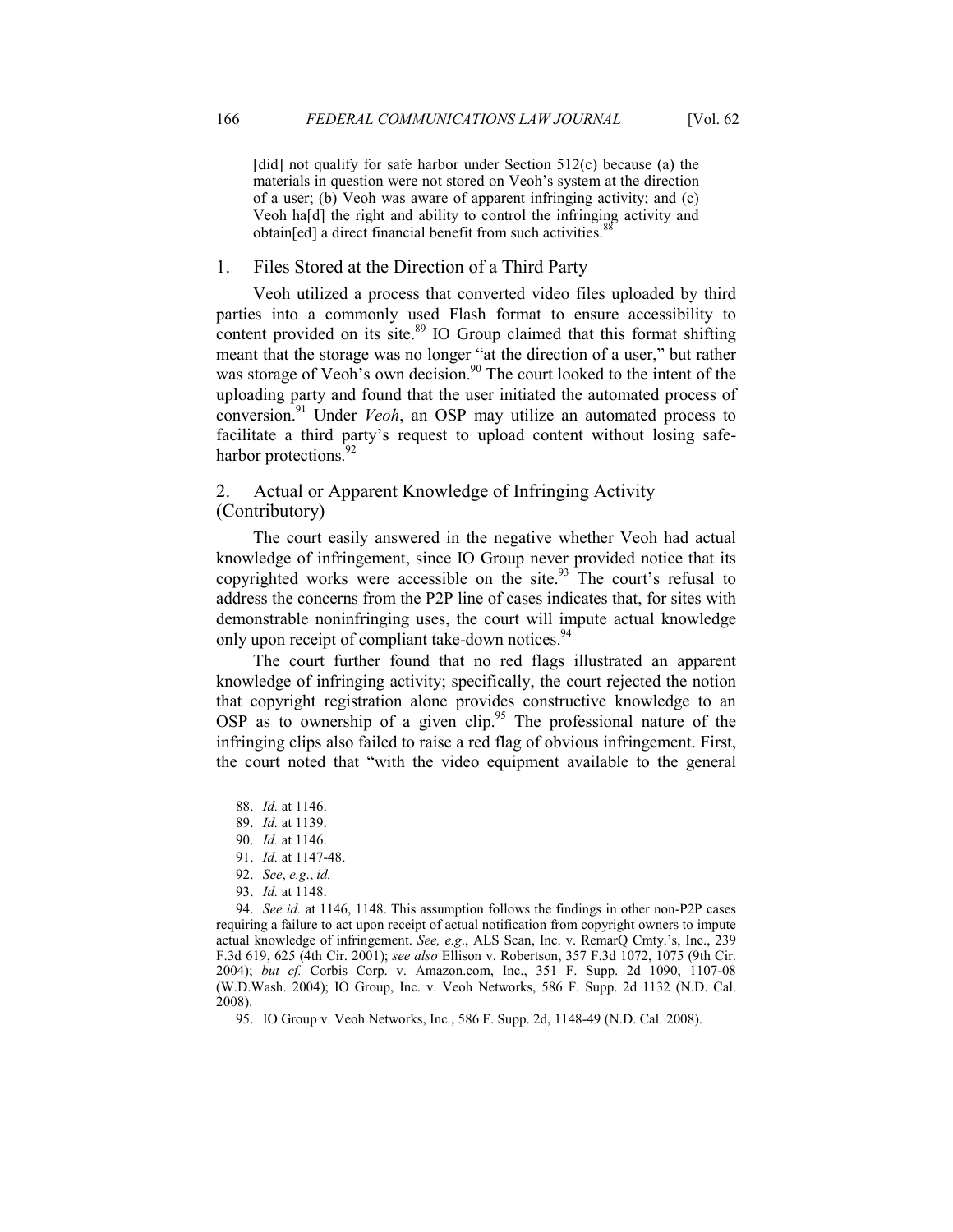[did] not qualify for safe harbor under Section 512(c) because (a) the materials in question were not stored on Veoh's system at the direction of a user; (b) Veoh was aware of apparent infringing activity; and (c) Veoh ha[d] the right and ability to control the infringing activity and obtain[ed] a direct financial benefit from such activities.[88]

### 1. Files Stored at the Direction of a Third Party

Veoh utilized a process that converted video files uploaded by third parties into a commonly used Flash format to ensure accessibility to content provided on its site.[89] IO Group claimed that this format shifting meant that the storage was no longer "at the direction of a user," but rather was storage of Veoh's own decision.[90] The court looked to the intent of the uploading party and found that the user initiated the automated process of conversion.[91] Under *Veoh*, an OSP may utilize an automated process to facilitate a third party's request to upload content without losing safe-harbor protections.[92]

### 2. Actual or Apparent Knowledge of Infringing Activity (Contributory)

The court easily answered in the negative whether Veoh had actual knowledge of infringement, since IO Group never provided notice that its copyrighted works were accessible on the site.[93] The court's refusal to address the concerns from the P2P line of cases indicates that, for sites with demonstrable noninfringing uses, the court will impute actual knowledge only upon receipt of compliant take-down notices.[94]

The court further found that no red flags illustrated an apparent knowledge of infringing activity; specifically, the court rejected the notion that copyright registration alone provides constructive knowledge to an OSP as to ownership of a given clip.[95] The professional nature of the infringing clips also failed to raise a red flag of obvious infringement. First, the court noted that "with the video equipment available to the general

---

88. *Id.* at 1146.

89. *Id.* at 1139.

90. *Id.* at 1146.

91. *Id.* at 1147-48.

92. *See*, *e.g*., *id.*

93. *Id.* at 1148.

94. *See id.* at 1146, 1148. This assumption follows the findings in other non-P2P cases requiring a failure to act upon receipt of actual notification from copyright owners to impute actual knowledge of infringement. *See, e.g*., ALS Scan, Inc. v. RemarQ Cmty.'s, Inc., 239 F.3d 619, 625 (4th Cir. 2001); *see also* Ellison v. Robertson, 357 F.3d 1072, 1075 (9th Cir. 2004); *but cf.* Corbis Corp. v. Amazon.com, Inc., 351 F. Supp. 2d 1090, 1107-08 (W.D.Wash. 2004); IO Group, Inc. v. Veoh Networks, 586 F. Supp. 2d 1132 (N.D. Cal. 2008).

95. IO Group v. Veoh Networks, Inc., 586 F. Supp. 2d, 1148-49 (N.D. Cal. 2008).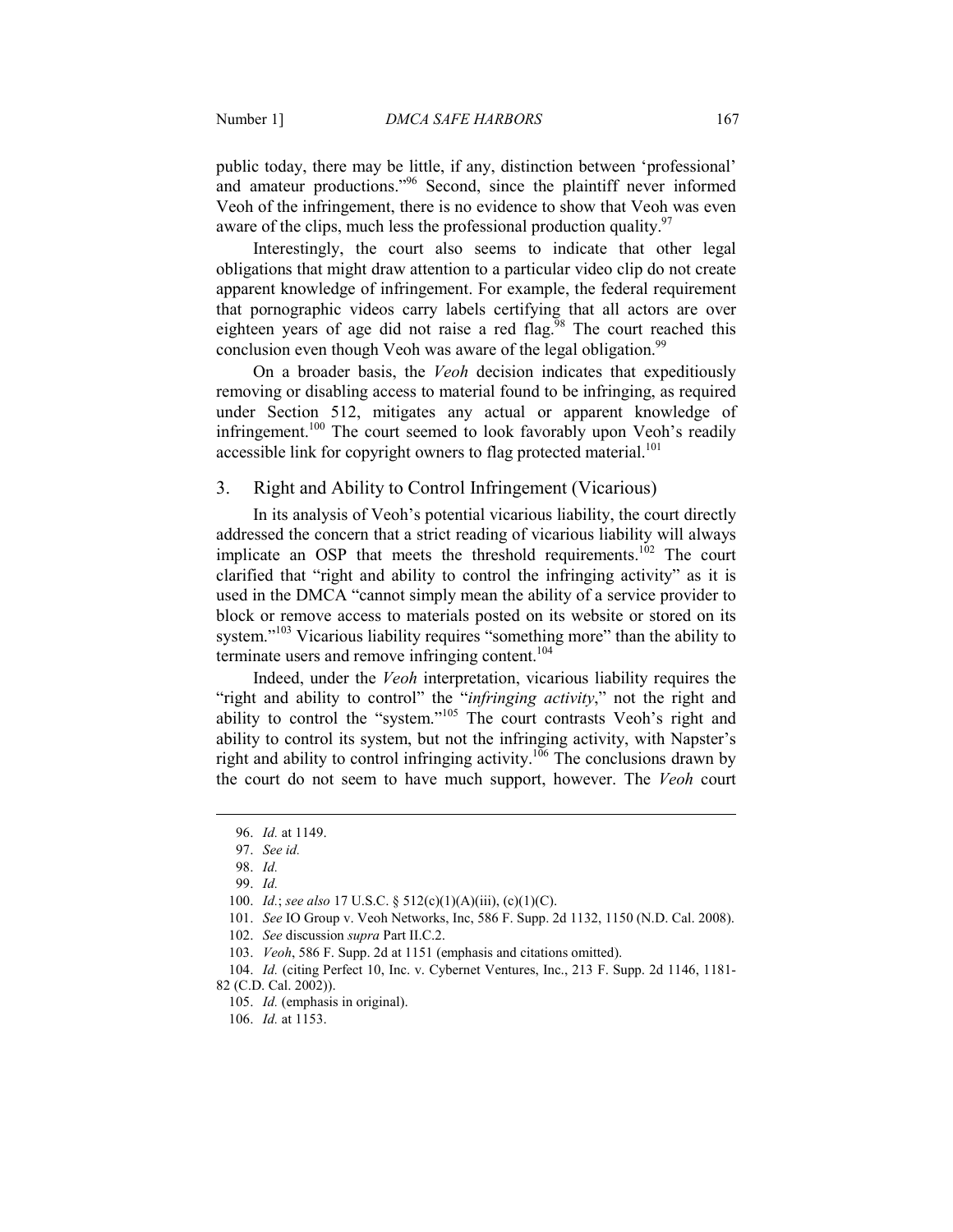public today, there may be little, if any, distinction between 'professional' and amateur productions."[96] Second, since the plaintiff never informed Veoh of the infringement, there is no evidence to show that Veoh was even aware of the clips, much less the professional production quality.[97]

Interestingly, the court also seems to indicate that other legal obligations that might draw attention to a particular video clip do not create apparent knowledge of infringement. For example, the federal requirement that pornographic videos carry labels certifying that all actors are over eighteen years of age did not raise a red flag.[98] The court reached this conclusion even though Veoh was aware of the legal obligation.[99]

On a broader basis, the *Veoh* decision indicates that expeditiously removing or disabling access to material found to be infringing, as required under Section 512, mitigates any actual or apparent knowledge of infringement.[100] The court seemed to look favorably upon Veoh's readily accessible link for copyright owners to flag protected material.[101]

### 3. Right and Ability to Control Infringement (Vicarious)

In its analysis of Veoh's potential vicarious liability, the court directly addressed the concern that a strict reading of vicarious liability will always implicate an OSP that meets the threshold requirements.[102] The court clarified that "right and ability to control the infringing activity" as it is used in the DMCA "cannot simply mean the ability of a service provider to block or remove access to materials posted on its website or stored on its system."[103] Vicarious liability requires "something more" than the ability to terminate users and remove infringing content.[104]

Indeed, under the *Veoh* interpretation, vicarious liability requires the "right and ability to control" the "*infringing activity*," not the right and ability to control the "system."[105] The court contrasts Veoh's right and ability to control its system, but not the infringing activity, with Napster's right and ability to control infringing activity.[106] The conclusions drawn by the court do not seem to have much support, however. The *Veoh* court

---

96. *Id.* at 1149.

97. *See id.*

98. *Id.*

99. *Id.*

100. *Id.*; *see also* 17 U.S.C. § 512(c)(1)(A)(iii), (c)(1)(C).

101. *See* IO Group v. Veoh Networks, Inc, 586 F. Supp. 2d 1132, 1150 (N.D. Cal. 2008).

102. *See* discussion *supra* Part II.C.2.

103. *Veoh*, 586 F. Supp. 2d at 1151 (emphasis and citations omitted).

104. *Id.* (citing Perfect 10, Inc. v. Cybernet Ventures, Inc., 213 F. Supp. 2d 1146, 1181-82 (C.D. Cal. 2002)).

105. *Id.* (emphasis in original).

106. *Id.* at 1153.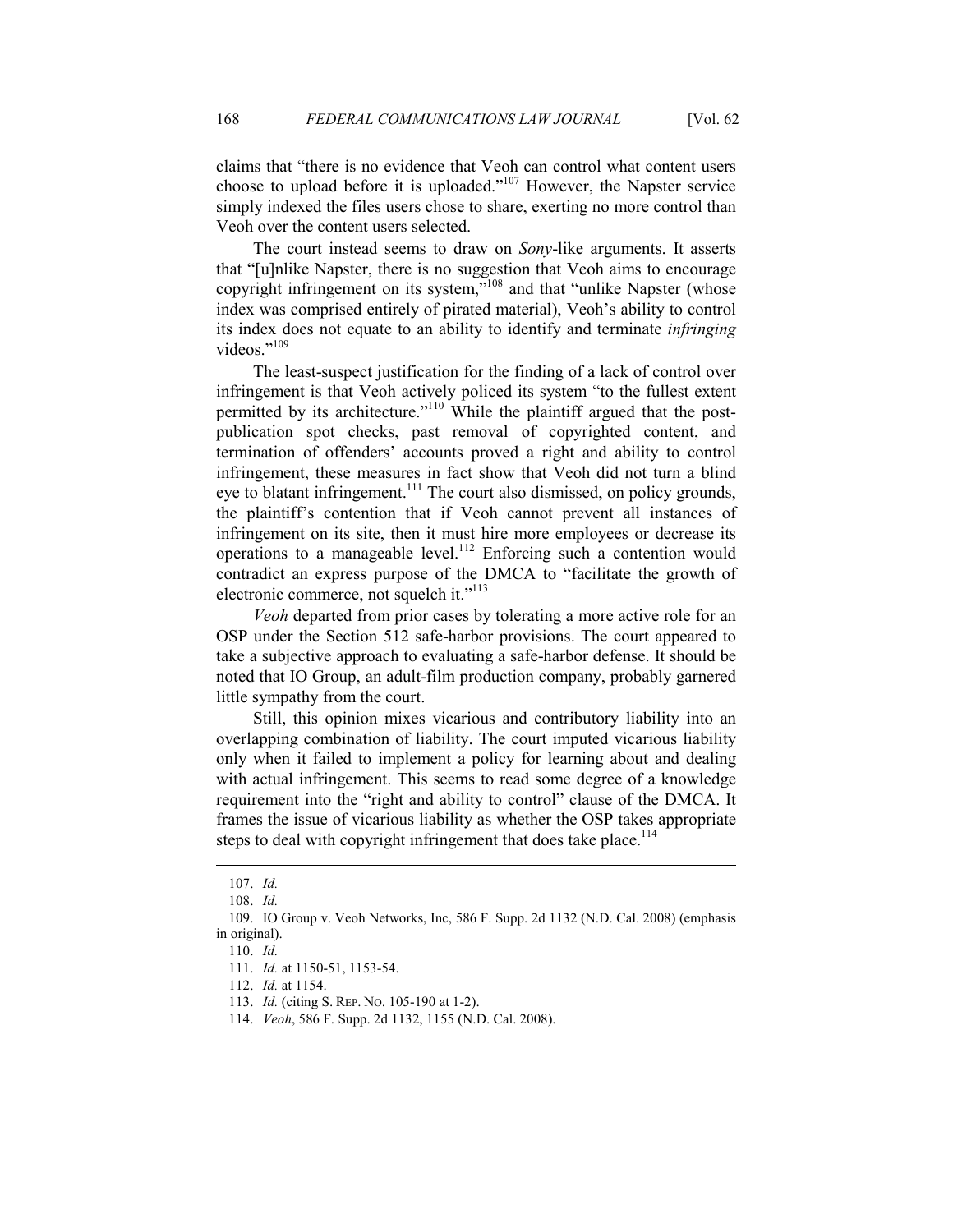claims that "there is no evidence that Veoh can control what content users choose to upload before it is uploaded."[107] However, the Napster service simply indexed the files users chose to share, exerting no more control than Veoh over the content users selected.

The court instead seems to draw on *Sony*-like arguments. It asserts that "[u]nlike Napster, there is no suggestion that Veoh aims to encourage copyright infringement on its system,"[108] and that "unlike Napster (whose index was comprised entirely of pirated material), Veoh's ability to control its index does not equate to an ability to identify and terminate *infringing* videos."[109]

The least-suspect justification for the finding of a lack of control over infringement is that Veoh actively policed its system "to the fullest extent permitted by its architecture."[110] While the plaintiff argued that the post-publication spot checks, past removal of copyrighted content, and termination of offenders' accounts proved a right and ability to control infringement, these measures in fact show that Veoh did not turn a blind eye to blatant infringement.[111] The court also dismissed, on policy grounds, the plaintiff's contention that if Veoh cannot prevent all instances of infringement on its site, then it must hire more employees or decrease its operations to a manageable level.[112] Enforcing such a contention would contradict an express purpose of the DMCA to "facilitate the growth of electronic commerce, not squelch it."[113]

*Veoh* departed from prior cases by tolerating a more active role for an OSP under the Section 512 safe-harbor provisions. The court appeared to take a subjective approach to evaluating a safe-harbor defense. It should be noted that IO Group, an adult-film production company, probably garnered little sympathy from the court.

Still, this opinion mixes vicarious and contributory liability into an overlapping combination of liability. The court imputed vicarious liability only when it failed to implement a policy for learning about and dealing with actual infringement. This seems to read some degree of a knowledge requirement into the "right and ability to control" clause of the DMCA. It frames the issue of vicarious liability as whether the OSP takes appropriate steps to deal with copyright infringement that does take place.[114]

---

107. *Id.*

108. *Id.*

109. IO Group v. Veoh Networks, Inc, 586 F. Supp. 2d 1132 (N.D. Cal. 2008) (emphasis in original).

110. *Id.*

111. *Id.* at 1150-51, 1153-54.

112. *Id.* at 1154.

113. *Id.* (citing S. REP. NO. 105-190 at 1-2).

114. *Veoh*, 586 F. Supp. 2d 1132, 1155 (N.D. Cal. 2008).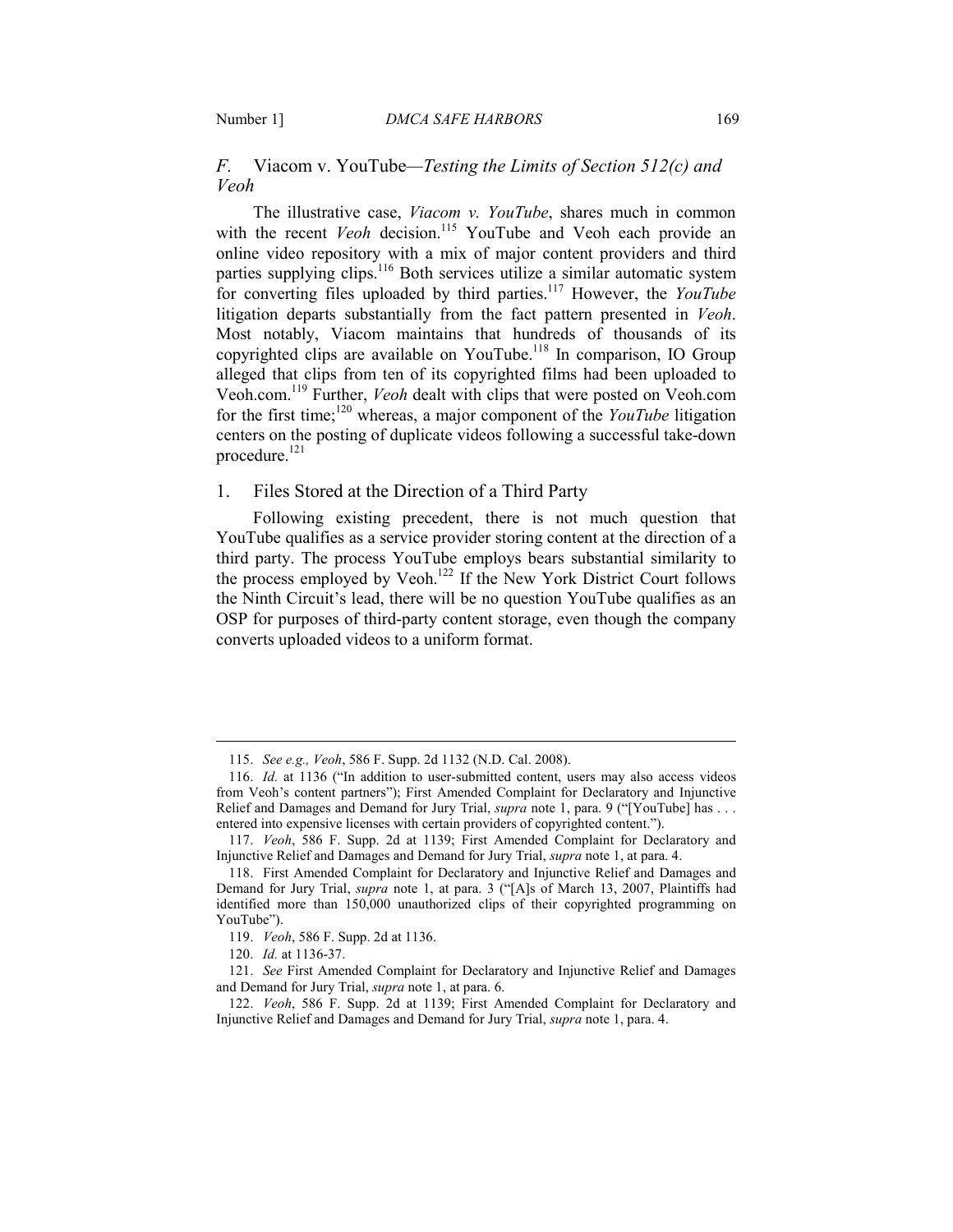### *F.* Viacom v. YouTube—*Testing the Limits of Section 512(c) and Veoh*

The illustrative case, *Viacom v. YouTube*, shares much in common with the recent *Veoh* decision.[115] YouTube and Veoh each provide an online video repository with a mix of major content providers and third parties supplying clips.[116] Both services utilize a similar automatic system for converting files uploaded by third parties.[117] However, the *YouTube* litigation departs substantially from the fact pattern presented in *Veoh*. Most notably, Viacom maintains that hundreds of thousands of its copyrighted clips are available on YouTube.[118] In comparison, IO Group alleged that clips from ten of its copyrighted films had been uploaded to Veoh.com.[119] Further, *Veoh* dealt with clips that were posted on Veoh.com for the first time;[120] whereas, a major component of the *YouTube* litigation centers on the posting of duplicate videos following a successful take-down procedure.[121]

#### 1. Files Stored at the Direction of a Third Party

Following existing precedent, there is not much question that YouTube qualifies as a service provider storing content at the direction of a third party. The process YouTube employs bears substantial similarity to the process employed by Veoh.[122] If the New York District Court follows the Ninth Circuit's lead, there will be no question YouTube qualifies as an OSP for purposes of third-party content storage, even though the company converts uploaded videos to a uniform format.

---

115. *See e.g., Veoh*, 586 F. Supp. 2d 1132 (N.D. Cal. 2008).

116. *Id.* at 1136 ("In addition to user-submitted content, users may also access videos from Veoh's content partners"); First Amended Complaint for Declaratory and Injunctive Relief and Damages and Demand for Jury Trial, *supra* note 1, para. 9 ("[YouTube] has . . . entered into expensive licenses with certain providers of copyrighted content.").

117. *Veoh*, 586 F. Supp. 2d at 1139; First Amended Complaint for Declaratory and Injunctive Relief and Damages and Demand for Jury Trial, *supra* note 1, at para. 4.

118. First Amended Complaint for Declaratory and Injunctive Relief and Damages and Demand for Jury Trial, *supra* note 1, at para. 3 ("[A]s of March 13, 2007, Plaintiffs had identified more than 150,000 unauthorized clips of their copyrighted programming on YouTube").

119. *Veoh*, 586 F. Supp. 2d at 1136.

120. *Id.* at 1136-37.

121. *See* First Amended Complaint for Declaratory and Injunctive Relief and Damages and Demand for Jury Trial, *supra* note 1, at para. 6.

122. *Veoh*, 586 F. Supp. 2d at 1139; First Amended Complaint for Declaratory and Injunctive Relief and Damages and Demand for Jury Trial, *supra* note 1, para. 4.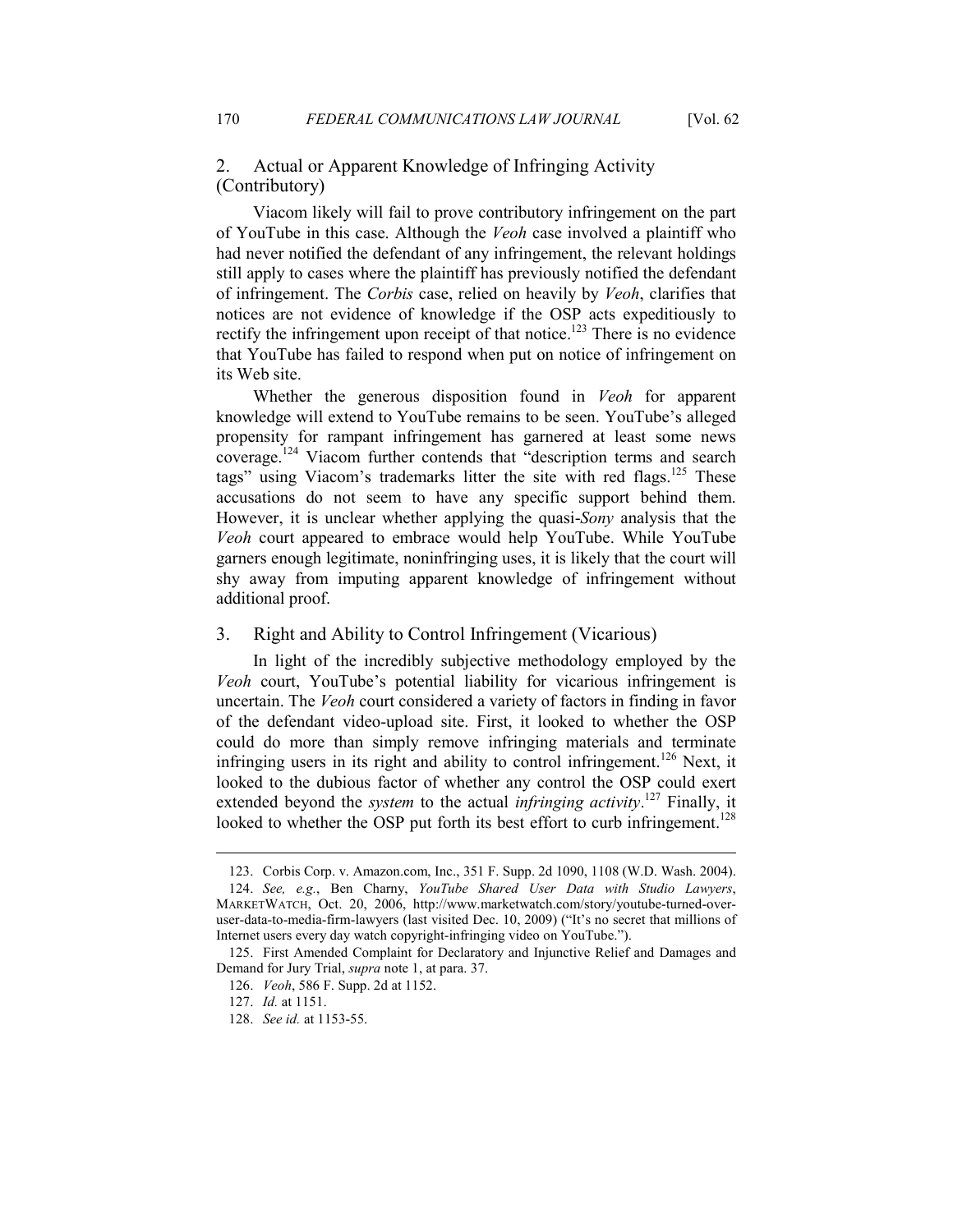### 2. Actual or Apparent Knowledge of Infringing Activity (Contributory)

Viacom likely will fail to prove contributory infringement on the part of YouTube in this case. Although the *Veoh* case involved a plaintiff who had never notified the defendant of any infringement, the relevant holdings still apply to cases where the plaintiff has previously notified the defendant of infringement. The *Corbis* case, relied on heavily by *Veoh*, clarifies that notices are not evidence of knowledge if the OSP acts expeditiously to rectify the infringement upon receipt of that notice.[123] There is no evidence that YouTube has failed to respond when put on notice of infringement on its Web site.

Whether the generous disposition found in *Veoh* for apparent knowledge will extend to YouTube remains to be seen. YouTube's alleged propensity for rampant infringement has garnered at least some news coverage.[124] Viacom further contends that "description terms and search tags" using Viacom's trademarks litter the site with red flags.[125] These accusations do not seem to have any specific support behind them. However, it is unclear whether applying the quasi-*Sony* analysis that the *Veoh* court appeared to embrace would help YouTube. While YouTube garners enough legitimate, noninfringing uses, it is likely that the court will shy away from imputing apparent knowledge of infringement without additional proof.

### 3. Right and Ability to Control Infringement (Vicarious)

In light of the incredibly subjective methodology employed by the *Veoh* court, YouTube's potential liability for vicarious infringement is uncertain. The *Veoh* court considered a variety of factors in finding in favor of the defendant video-upload site. First, it looked to whether the OSP could do more than simply remove infringing materials and terminate infringing users in its right and ability to control infringement.[126] Next, it looked to the dubious factor of whether any control the OSP could exert extended beyond the *system* to the actual *infringing activity*.[127] Finally, it looked to whether the OSP put forth its best effort to curb infringement.[128]

---

123. Corbis Corp. v. Amazon.com, Inc., 351 F. Supp. 2d 1090, 1108 (W.D. Wash. 2004).

124. *See, e.g.*, Ben Charny, *YouTube Shared User Data with Studio Lawyers*, MARKETWATCH, Oct. 20, 2006, http://www.marketwatch.com/story/youtube-turned-over-user-data-to-media-firm-lawyers (last visited Dec. 10, 2009) ("It's no secret that millions of Internet users every day watch copyright-infringing video on YouTube.").

125. First Amended Complaint for Declaratory and Injunctive Relief and Damages and Demand for Jury Trial, *supra* note 1, at para. 37.

126. *Veoh*, 586 F. Supp. 2d at 1152.

127. *Id.* at 1151.

128. *See id.* at 1153-55.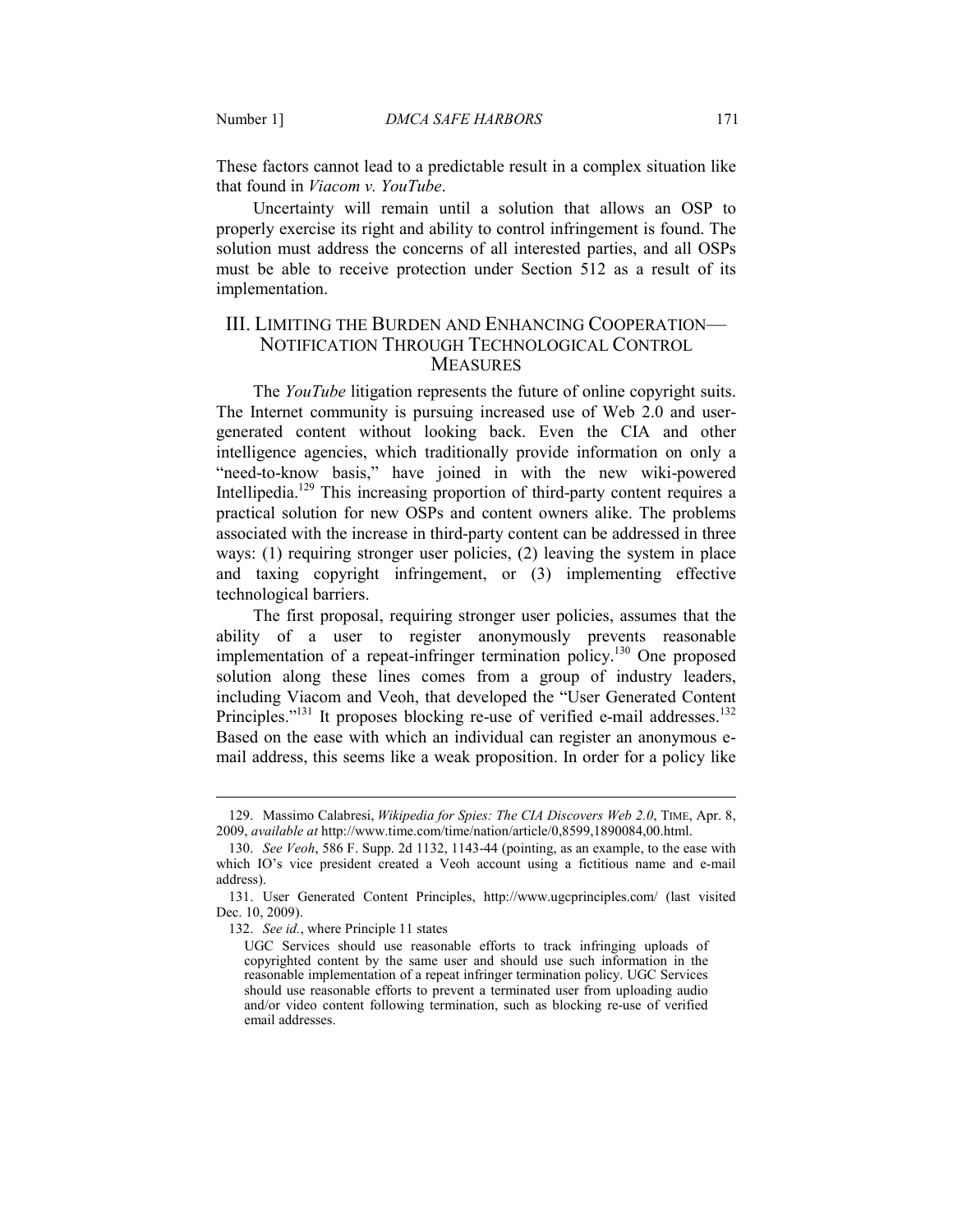These factors cannot lead to a predictable result in a complex situation like that found in *Viacom v. YouTube*.

Uncertainty will remain until a solution that allows an OSP to properly exercise its right and ability to control infringement is found. The solution must address the concerns of all interested parties, and all OSPs must be able to receive protection under Section 512 as a result of its implementation.

## III. LIMITING THE BURDEN AND ENHANCING COOPERATION—NOTIFICATION THROUGH TECHNOLOGICAL CONTROL MEASURES

The *YouTube* litigation represents the future of online copyright suits. The Internet community is pursuing increased use of Web 2.0 and user-generated content without looking back. Even the CIA and other intelligence agencies, which traditionally provide information on only a "need-to-know basis," have joined in with the new wiki-powered Intellipedia.[129] This increasing proportion of third-party content requires a practical solution for new OSPs and content owners alike. The problems associated with the increase in third-party content can be addressed in three ways: (1) requiring stronger user policies, (2) leaving the system in place and taxing copyright infringement, or (3) implementing effective technological barriers.

The first proposal, requiring stronger user policies, assumes that the ability of a user to register anonymously prevents reasonable implementation of a repeat-infringer termination policy.[130] One proposed solution along these lines comes from a group of industry leaders, including Viacom and Veoh, that developed the "User Generated Content Principles."[131] It proposes blocking re-use of verified e-mail addresses.[132] Based on the ease with which an individual can register an anonymous e-mail address, this seems like a weak proposition. In order for a policy like

---

129. Massimo Calabresi, *Wikipedia for Spies: The CIA Discovers Web 2.0*, TIME, Apr. 8, 2009, *available at* http://www.time.com/time/nation/article/0,8599,1890084,00.html.

130. *See Veoh*, 586 F. Supp. 2d 1132, 1143-44 (pointing, as an example, to the ease with which IO's vice president created a Veoh account using a fictitious name and e-mail address).

131. User Generated Content Principles, http://www.ugcprinciples.com/ (last visited Dec. 10, 2009).

132. *See id.*, where Principle 11 states

> UGC Services should use reasonable efforts to track infringing uploads of copyrighted content by the same user and should use such information in the reasonable implementation of a repeat infringer termination policy. UGC Services should use reasonable efforts to prevent a terminated user from uploading audio and/or video content following termination, such as blocking re-use of verified email addresses.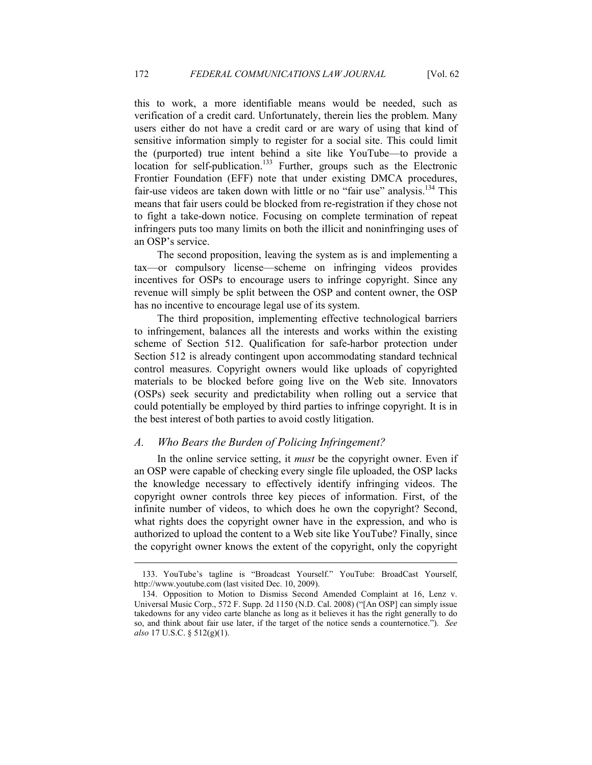this to work, a more identifiable means would be needed, such as verification of a credit card. Unfortunately, therein lies the problem. Many users either do not have a credit card or are wary of using that kind of sensitive information simply to register for a social site. This could limit the (purported) true intent behind a site like YouTube—to provide a location for self-publication.[133] Further, groups such as the Electronic Frontier Foundation (EFF) note that under existing DMCA procedures, fair-use videos are taken down with little or no "fair use" analysis.[134] This means that fair users could be blocked from re-registration if they chose not to fight a take-down notice. Focusing on complete termination of repeat infringers puts too many limits on both the illicit and noninfringing uses of an OSP's service.

The second proposition, leaving the system as is and implementing a tax—or compulsory license—scheme on infringing videos provides incentives for OSPs to encourage users to infringe copyright. Since any revenue will simply be split between the OSP and content owner, the OSP has no incentive to encourage legal use of its system.

The third proposition, implementing effective technological barriers to infringement, balances all the interests and works within the existing scheme of Section 512. Qualification for safe-harbor protection under Section 512 is already contingent upon accommodating standard technical control measures. Copyright owners would like uploads of copyrighted materials to be blocked before going live on the Web site. Innovators (OSPs) seek security and predictability when rolling out a service that could potentially be employed by third parties to infringe copyright. It is in the best interest of both parties to avoid costly litigation.

### *A. Who Bears the Burden of Policing Infringement?*

In the online service setting, it *must* be the copyright owner. Even if an OSP were capable of checking every single file uploaded, the OSP lacks the knowledge necessary to effectively identify infringing videos. The copyright owner controls three key pieces of information. First, of the infinite number of videos, to which does he own the copyright? Second, what rights does the copyright owner have in the expression, and who is authorized to upload the content to a Web site like YouTube? Finally, since the copyright owner knows the extent of the copyright, only the copyright

---

133. YouTube's tagline is "Broadcast Yourself." YouTube: BroadCast Yourself, http://www.youtube.com (last visited Dec. 10, 2009).

134. Opposition to Motion to Dismiss Second Amended Complaint at 16, Lenz v. Universal Music Corp., 572 F. Supp. 2d 1150 (N.D. Cal. 2008) ("[An OSP] can simply issue takedowns for any video carte blanche as long as it believes it has the right generally to do so, and think about fair use later, if the target of the notice sends a counternotice."). *See also* 17 U.S.C. § 512(g)(1).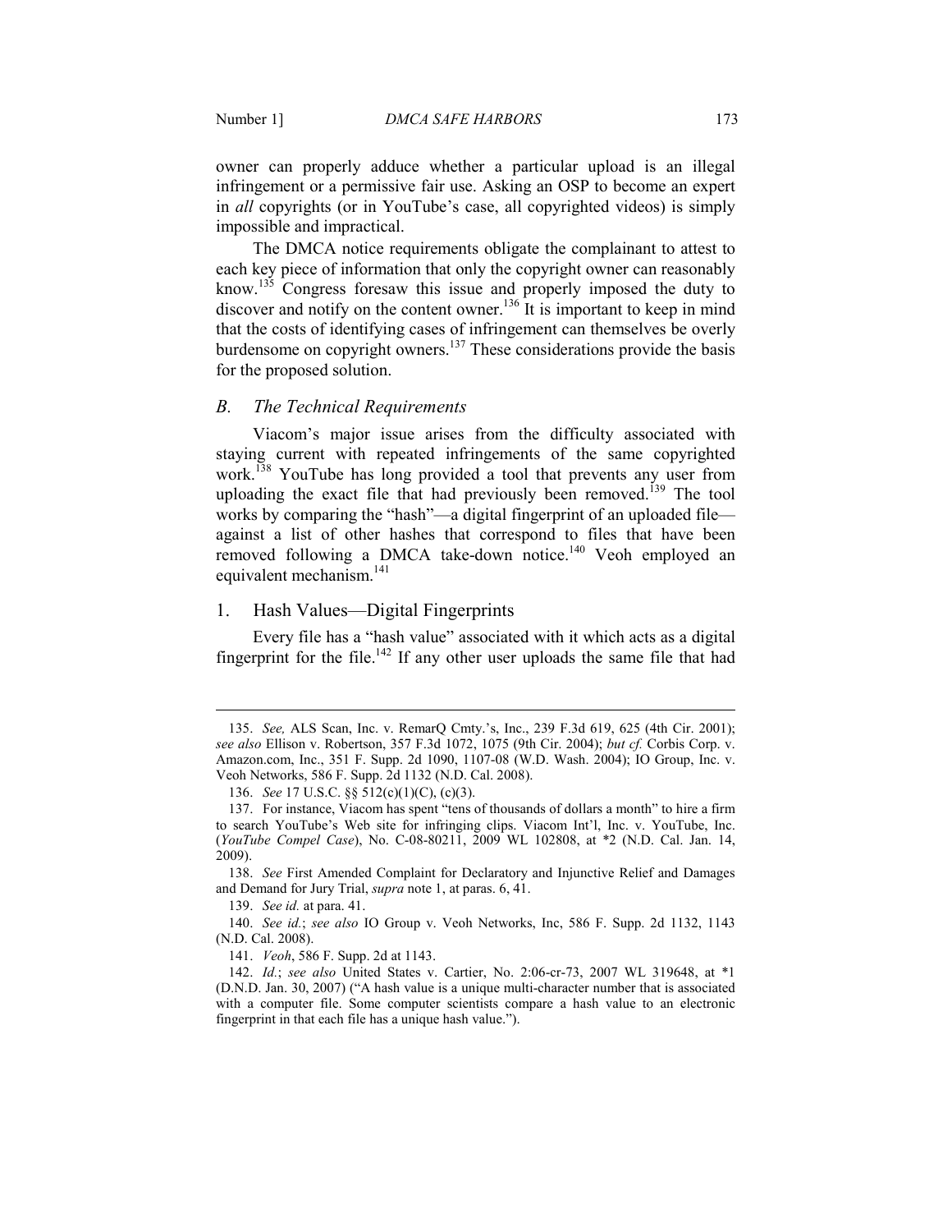owner can properly adduce whether a particular upload is an illegal infringement or a permissive fair use. Asking an OSP to become an expert in *all* copyrights (or in YouTube's case, all copyrighted videos) is simply impossible and impractical.

The DMCA notice requirements obligate the complainant to attest to each key piece of information that only the copyright owner can reasonably know.[135] Congress foresaw this issue and properly imposed the duty to discover and notify on the content owner.[136] It is important to keep in mind that the costs of identifying cases of infringement can themselves be overly burdensome on copyright owners.[137] These considerations provide the basis for the proposed solution.

### *B. The Technical Requirements*

Viacom's major issue arises from the difficulty associated with staying current with repeated infringements of the same copyrighted work.[138] YouTube has long provided a tool that prevents any user from uploading the exact file that had previously been removed.[139] The tool works by comparing the "hash"—a digital fingerprint of an uploaded file—against a list of other hashes that correspond to files that have been removed following a DMCA take-down notice.[140] Veoh employed an equivalent mechanism.[141]

#### 1. Hash Values—Digital Fingerprints

Every file has a "hash value" associated with it which acts as a digital fingerprint for the file.[142] If any other user uploads the same file that had

---

135. *See,* ALS Scan, Inc. v. RemarQ Cmty.'s, Inc., 239 F.3d 619, 625 (4th Cir. 2001); *see also* Ellison v. Robertson, 357 F.3d 1072, 1075 (9th Cir. 2004); *but cf.* Corbis Corp. v. Amazon.com, Inc., 351 F. Supp. 2d 1090, 1107-08 (W.D. Wash. 2004); IO Group, Inc. v. Veoh Networks, 586 F. Supp. 2d 1132 (N.D. Cal. 2008).

136. *See* 17 U.S.C. §§ 512(c)(1)(C), (c)(3).

137. For instance, Viacom has spent "tens of thousands of dollars a month" to hire a firm to search YouTube's Web site for infringing clips. Viacom Int'l, Inc. v. YouTube, Inc. (*YouTube Compel Case*), No. C-08-80211, 2009 WL 102808, at *2 (N.D. Cal. Jan. 14, 2009).

138. *See* First Amended Complaint for Declaratory and Injunctive Relief and Damages and Demand for Jury Trial, *supra* note 1, at paras. 6, 41.

139. *See id.* at para. 41.

140. *See id.*; *see also* IO Group v. Veoh Networks, Inc, 586 F. Supp. 2d 1132, 1143 (N.D. Cal. 2008).

141. *Veoh*, 586 F. Supp. 2d at 1143.

142. *Id.*; *see also* United States v. Cartier, No. 2:06-cr-73, 2007 WL 319648, at *1 (D.N.D. Jan. 30, 2007) ("A hash value is a unique multi-character number that is associated with a computer file. Some computer scientists compare a hash value to an electronic fingerprint in that each file has a unique hash value.").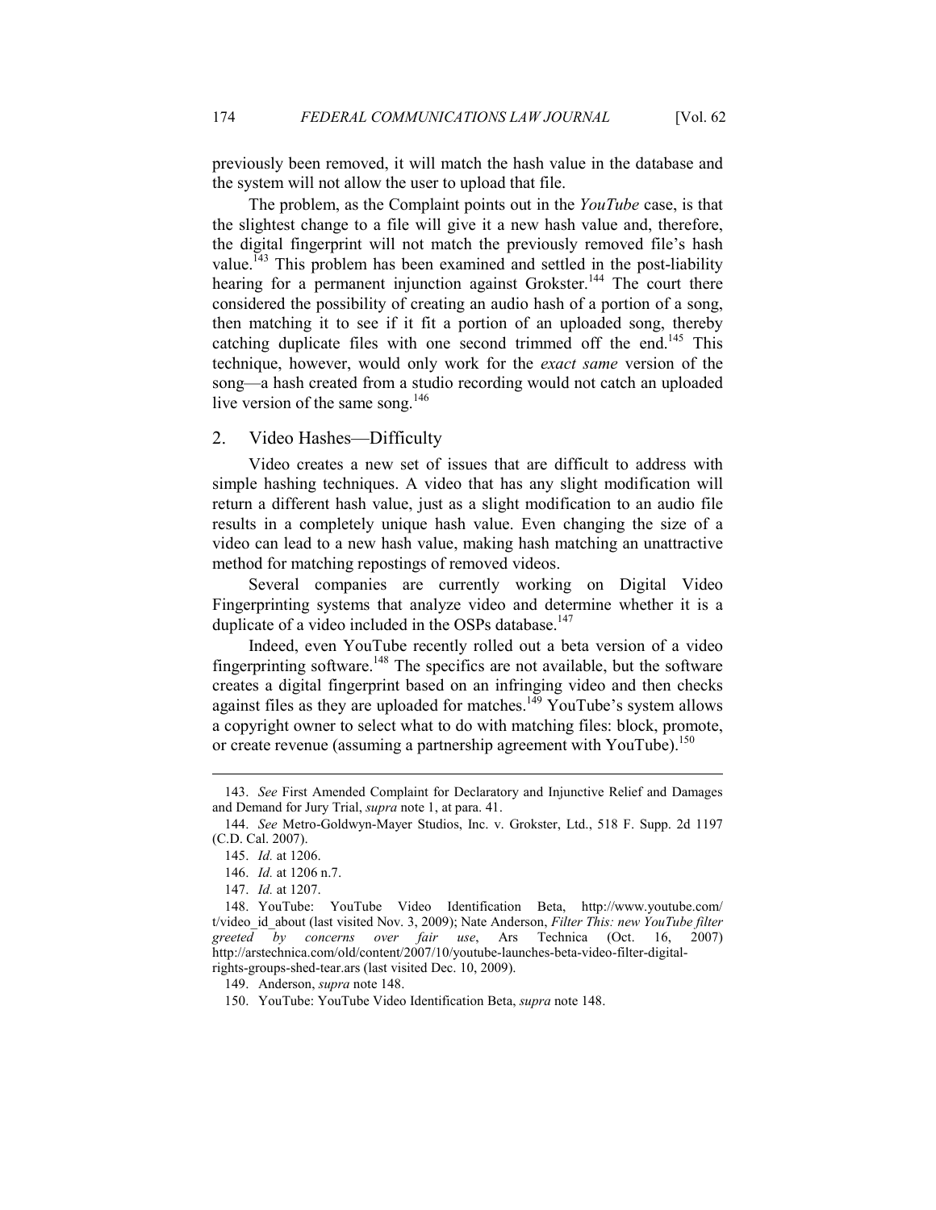previously been removed, it will match the hash value in the database and the system will not allow the user to upload that file.

The problem, as the Complaint points out in the *YouTube* case, is that the slightest change to a file will give it a new hash value and, therefore, the digital fingerprint will not match the previously removed file's hash value.[143] This problem has been examined and settled in the post-liability hearing for a permanent injunction against Grokster.[144] The court there considered the possibility of creating an audio hash of a portion of a song, then matching it to see if it fit a portion of an uploaded song, thereby catching duplicate files with one second trimmed off the end.[145] This technique, however, would only work for the *exact same* version of the song—a hash created from a studio recording would not catch an uploaded live version of the same song.[146]

### 2. Video Hashes—Difficulty

Video creates a new set of issues that are difficult to address with simple hashing techniques. A video that has any slight modification will return a different hash value, just as a slight modification to an audio file results in a completely unique hash value. Even changing the size of a video can lead to a new hash value, making hash matching an unattractive method for matching repostings of removed videos.

Several companies are currently working on Digital Video Fingerprinting systems that analyze video and determine whether it is a duplicate of a video included in the OSPs database.[147]

Indeed, even YouTube recently rolled out a beta version of a video fingerprinting software.[148] The specifics are not available, but the software creates a digital fingerprint based on an infringing video and then checks against files as they are uploaded for matches.[149] YouTube's system allows a copyright owner to select what to do with matching files: block, promote, or create revenue (assuming a partnership agreement with YouTube).[150]

---

143. *See* First Amended Complaint for Declaratory and Injunctive Relief and Damages and Demand for Jury Trial, *supra* note 1, at para. 41.

144. *See* Metro-Goldwyn-Mayer Studios, Inc. v. Grokster, Ltd., 518 F. Supp. 2d 1197 (C.D. Cal. 2007).

145. *Id.* at 1206.

146. *Id.* at 1206 n.7.

147. *Id.* at 1207.

148. YouTube: YouTube Video Identification Beta, http://www.youtube.com/t/video_id_about (last visited Nov. 3, 2009); Nate Anderson, *Filter This: new YouTube filter greeted by concerns over fair use*, Ars Technica (Oct. 16, 2007) http://arstechnica.com/old/content/2007/10/youtube-launches-beta-video-filter-digital-rights-groups-shed-tear.ars (last visited Dec. 10, 2009).

149. Anderson, *supra* note 148.

150. YouTube: YouTube Video Identification Beta, *supra* note 148.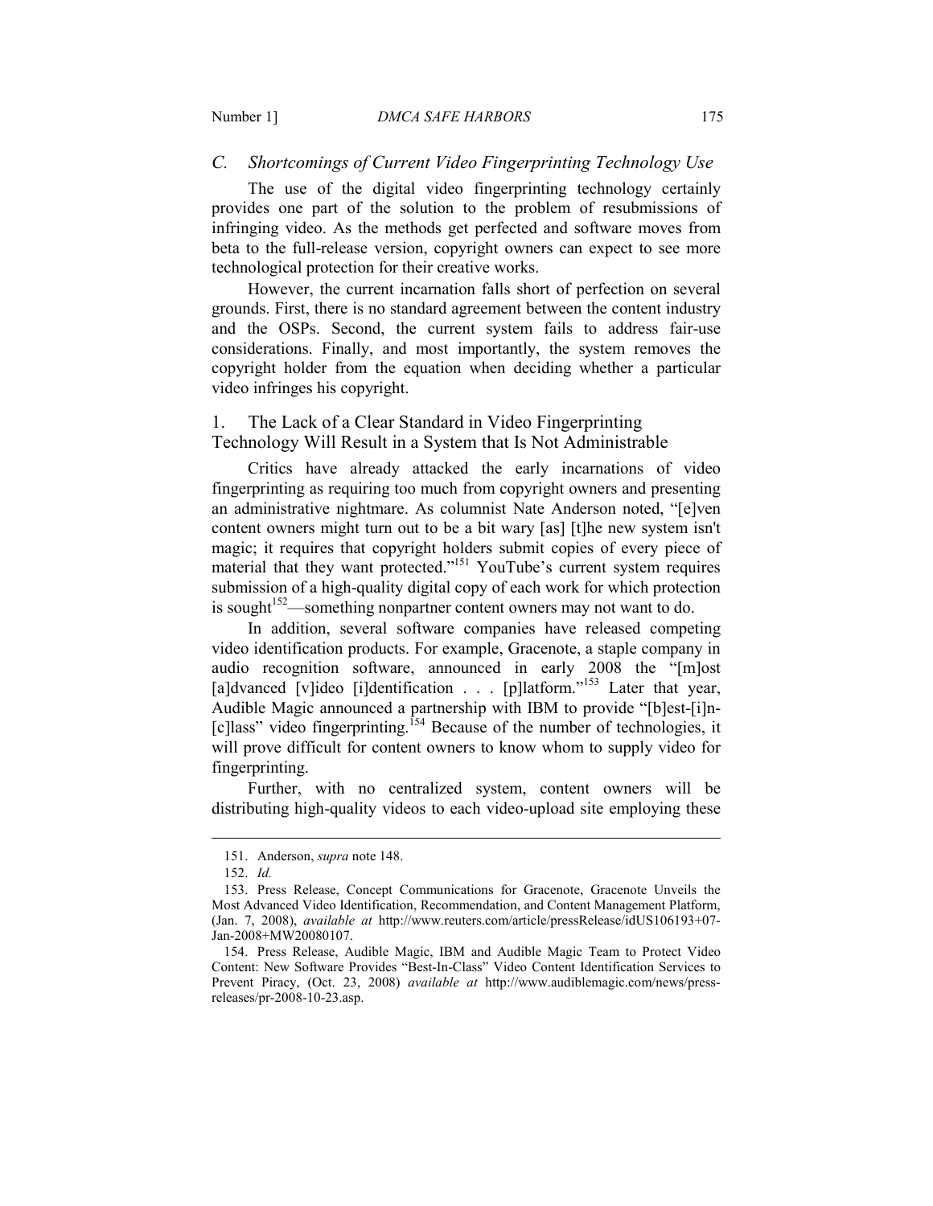### *C. Shortcomings of Current Video Fingerprinting Technology Use*

The use of the digital video fingerprinting technology certainly provides one part of the solution to the problem of resubmissions of infringing video. As the methods get perfected and software moves from beta to the full-release version, copyright owners can expect to see more technological protection for their creative works.

However, the current incarnation falls short of perfection on several grounds. First, there is no standard agreement between the content industry and the OSPs. Second, the current system fails to address fair-use considerations. Finally, and most importantly, the system removes the copyright holder from the equation when deciding whether a particular video infringes his copyright.

#### 1. The Lack of a Clear Standard in Video Fingerprinting Technology Will Result in a System that Is Not Administrable

Critics have already attacked the early incarnations of video fingerprinting as requiring too much from copyright owners and presenting an administrative nightmare. As columnist Nate Anderson noted, "[e]ven content owners might turn out to be a bit wary [as] [t]he new system isn't magic; it requires that copyright holders submit copies of every piece of material that they want protected."[151] YouTube's current system requires submission of a high-quality digital copy of each work for which protection is sought[152]—something nonpartner content owners may not want to do.

In addition, several software companies have released competing video identification products. For example, Gracenote, a staple company in audio recognition software, announced in early 2008 the "[m]ost [a]dvanced [v]ideo [i]dentification . . . [p]latform."[153] Later that year, Audible Magic announced a partnership with IBM to provide "[b]est-[i]n-[c]lass" video fingerprinting.[154] Because of the number of technologies, it will prove difficult for content owners to know whom to supply video for fingerprinting.

Further, with no centralized system, content owners will be distributing high-quality videos to each video-upload site employing these

---

151. Anderson, *supra* note 148.

152. *Id.*

153. Press Release, Concept Communications for Gracenote, Gracenote Unveils the Most Advanced Video Identification, Recommendation, and Content Management Platform, (Jan. 7, 2008), *available at* http://www.reuters.com/article/pressRelease/idUS106193+07-Jan-2008+MW20080107.

154. Press Release, Audible Magic, IBM and Audible Magic Team to Protect Video Content: New Software Provides "Best-In-Class" Video Content Identification Services to Prevent Piracy, (Oct. 23, 2008) *available at* http://www.audiblemagic.com/news/press-releases/pr-2008-10-23.asp.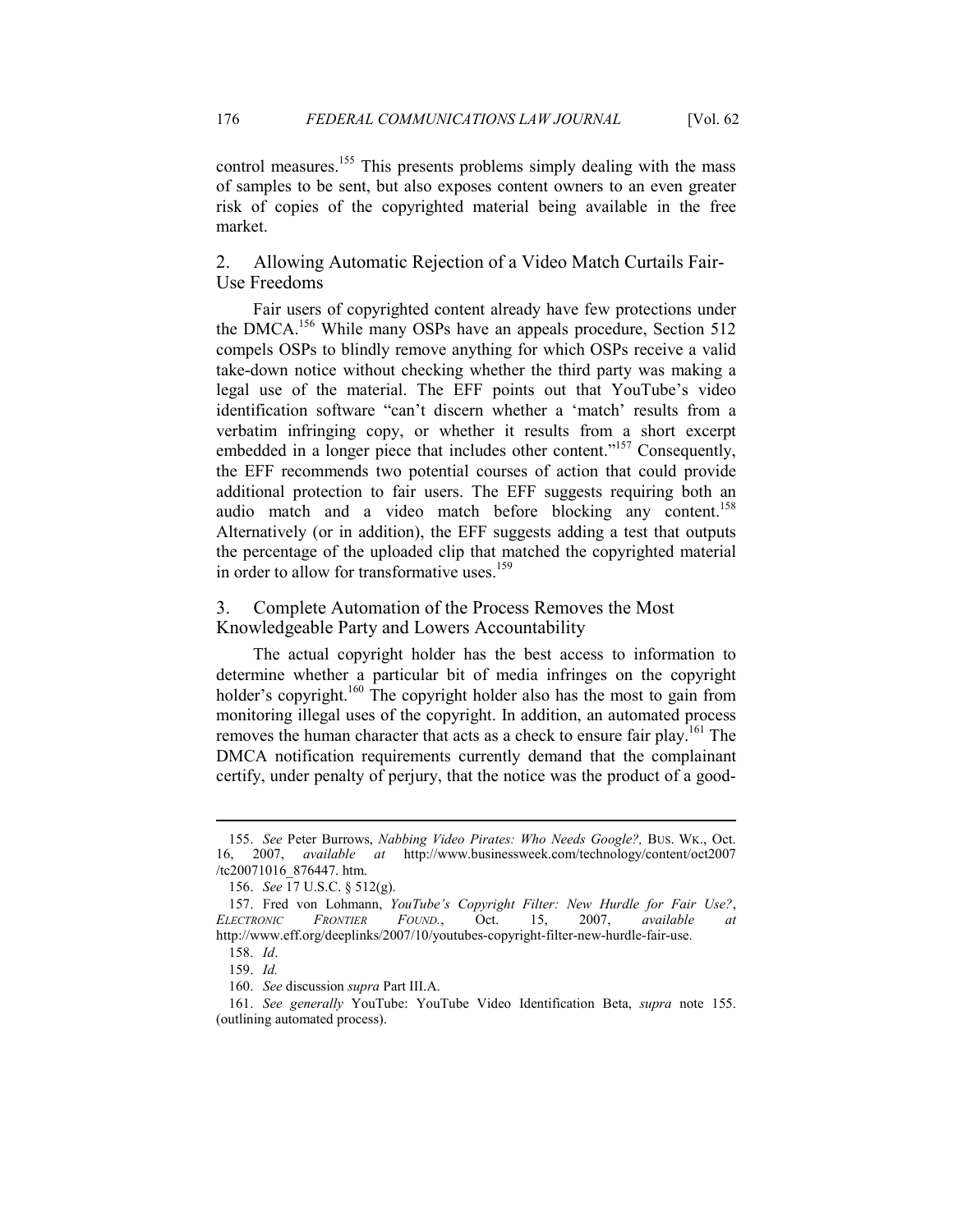control measures.[155] This presents problems simply dealing with the mass of samples to be sent, but also exposes content owners to an even greater risk of copies of the copyrighted material being available in the free market.

### 2. Allowing Automatic Rejection of a Video Match Curtails Fair-Use Freedoms

Fair users of copyrighted content already have few protections under the DMCA.[156] While many OSPs have an appeals procedure, Section 512 compels OSPs to blindly remove anything for which OSPs receive a valid take-down notice without checking whether the third party was making a legal use of the material. The EFF points out that YouTube's video identification software "can't discern whether a 'match' results from a verbatim infringing copy, or whether it results from a short excerpt embedded in a longer piece that includes other content."[157] Consequently, the EFF recommends two potential courses of action that could provide additional protection to fair users. The EFF suggests requiring both an audio match and a video match before blocking any content.[158] Alternatively (or in addition), the EFF suggests adding a test that outputs the percentage of the uploaded clip that matched the copyrighted material in order to allow for transformative uses.[159]

### 3. Complete Automation of the Process Removes the Most Knowledgeable Party and Lowers Accountability

The actual copyright holder has the best access to information to determine whether a particular bit of media infringes on the copyright holder's copyright.[160] The copyright holder also has the most to gain from monitoring illegal uses of the copyright. In addition, an automated process removes the human character that acts as a check to ensure fair play.[161] The DMCA notification requirements currently demand that the complainant certify, under penalty of perjury, that the notice was the product of a good-

---

155. *See* Peter Burrows, *Nabbing Video Pirates: Who Needs Google?*, BUS. WK., Oct. 16, 2007, *available at* http://www.businessweek.com/technology/content/oct2007/tc20071016_876447. htm.

156. *See* 17 U.S.C. § 512(g).

157. Fred von Lohmann, *YouTube's Copyright Filter: New Hurdle for Fair Use?*, *ELECTRONIC FRONTIER FOUND.*, Oct. 15, 2007, *available at* http://www.eff.org/deeplinks/2007/10/youtubes-copyright-filter-new-hurdle-fair-use.

158. *Id*.

159. *Id.*

160. *See* discussion *supra* Part III.A.

161. *See generally* YouTube: YouTube Video Identification Beta, *supra* note 155. (outlining automated process).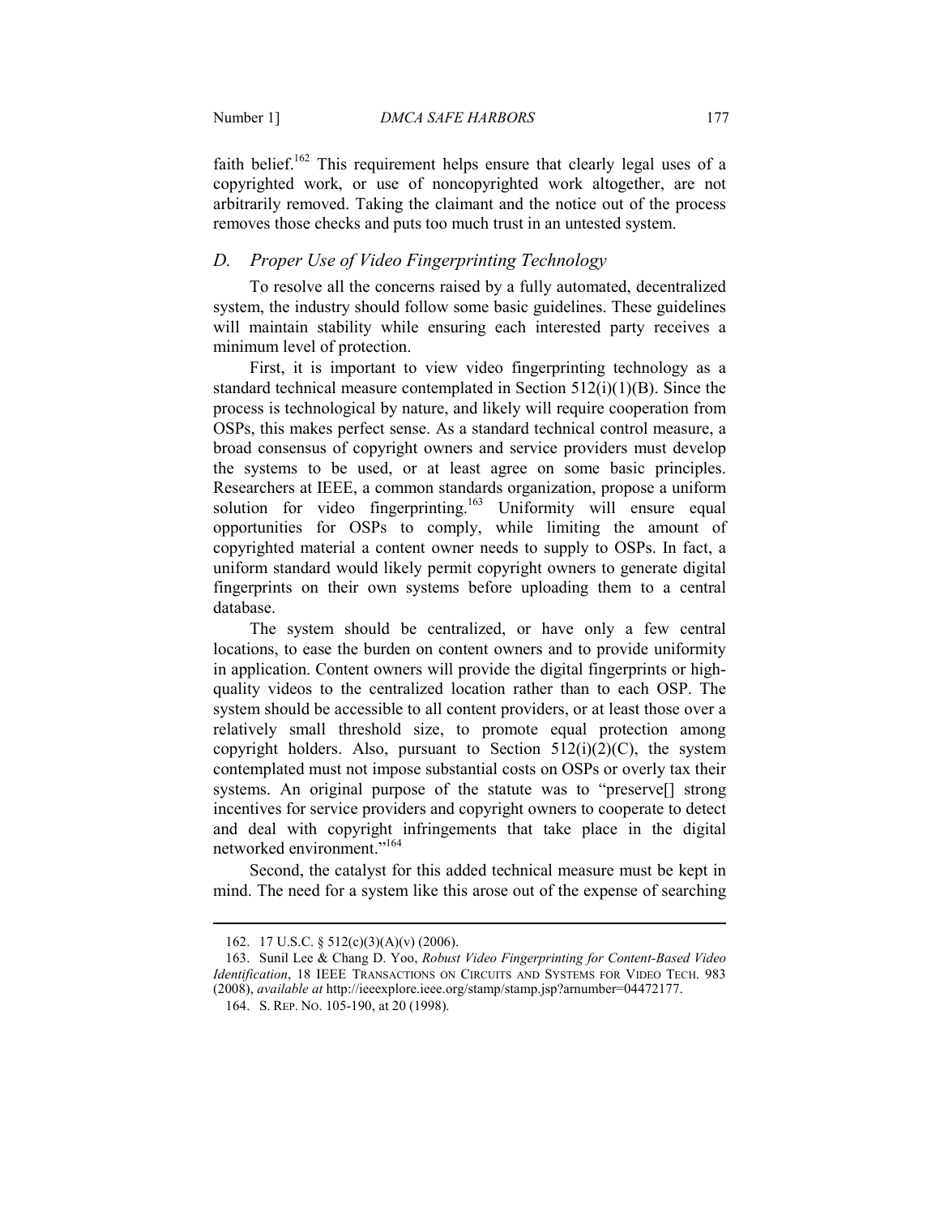faith belief.[162] This requirement helps ensure that clearly legal uses of a copyrighted work, or use of noncopyrighted work altogether, are not arbitrarily removed. Taking the claimant and the notice out of the process removes those checks and puts too much trust in an untested system.

### *D. Proper Use of Video Fingerprinting Technology*

To resolve all the concerns raised by a fully automated, decentralized system, the industry should follow some basic guidelines. These guidelines will maintain stability while ensuring each interested party receives a minimum level of protection.

First, it is important to view video fingerprinting technology as a standard technical measure contemplated in Section 512(i)(1)(B). Since the process is technological by nature, and likely will require cooperation from OSPs, this makes perfect sense. As a standard technical control measure, a broad consensus of copyright owners and service providers must develop the systems to be used, or at least agree on some basic principles. Researchers at IEEE, a common standards organization, propose a uniform solution for video fingerprinting.[163] Uniformity will ensure equal opportunities for OSPs to comply, while limiting the amount of copyrighted material a content owner needs to supply to OSPs. In fact, a uniform standard would likely permit copyright owners to generate digital fingerprints on their own systems before uploading them to a central database.

The system should be centralized, or have only a few central locations, to ease the burden on content owners and to provide uniformity in application. Content owners will provide the digital fingerprints or high-quality videos to the centralized location rather than to each OSP. The system should be accessible to all content providers, or at least those over a relatively small threshold size, to promote equal protection among copyright holders. Also, pursuant to Section 512(i)(2)(C), the system contemplated must not impose substantial costs on OSPs or overly tax their systems. An original purpose of the statute was to "preserve[] strong incentives for service providers and copyright owners to cooperate to detect and deal with copyright infringements that take place in the digital networked environment."[164]

Second, the catalyst for this added technical measure must be kept in mind. The need for a system like this arose out of the expense of searching

---

162. 17 U.S.C. § 512(c)(3)(A)(v) (2006).

163. Sunil Lee & Chang D. Yoo, *Robust Video Fingerprinting for Content-Based Video Identification*, 18 IEEE TRANSACTIONS ON CIRCUITS AND SYSTEMS FOR VIDEO TECH. 983 (2008), *available at* http://ieeexplore.ieee.org/stamp/stamp.jsp?arnumber=04472177.

164. S. REP. NO. 105-190, at 20 (1998).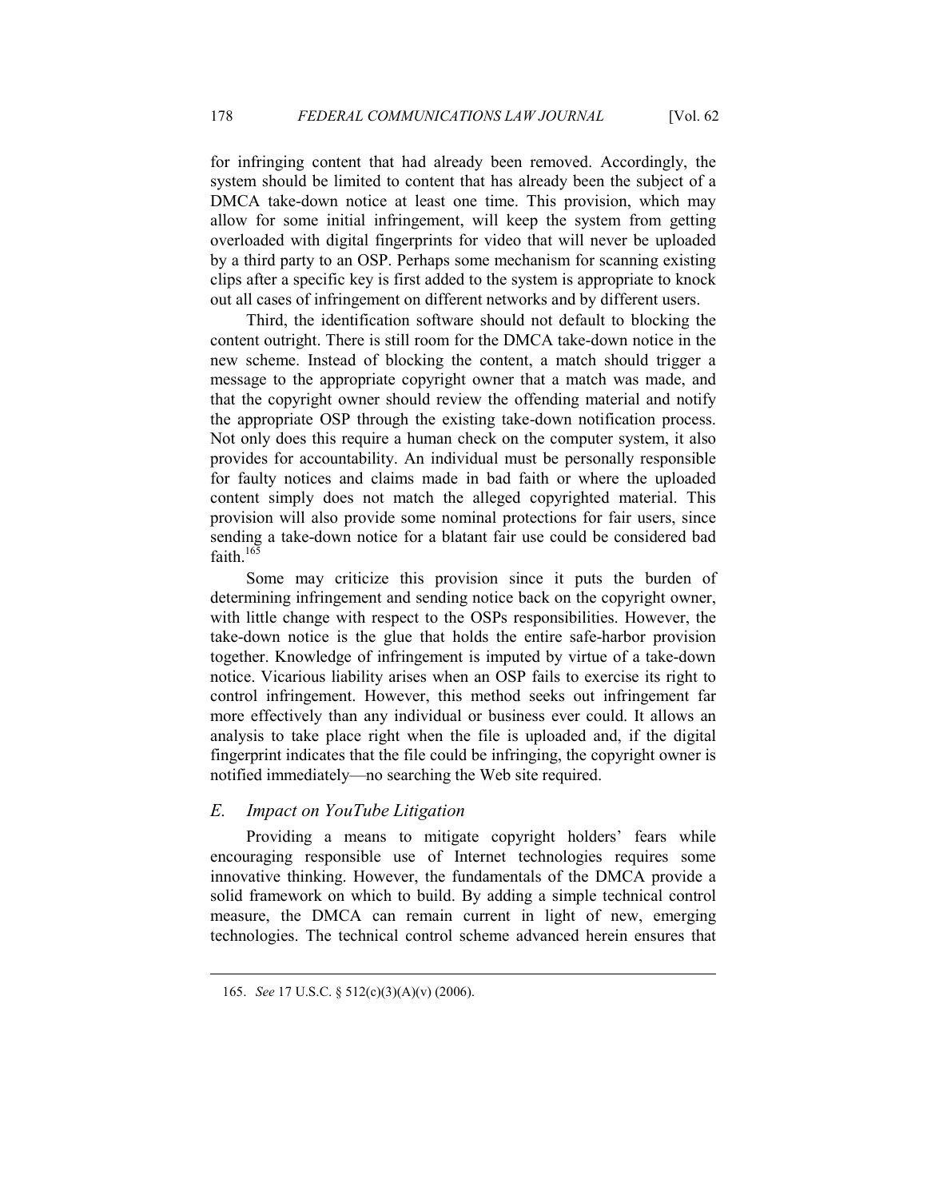for infringing content that had already been removed. Accordingly, the system should be limited to content that has already been the subject of a DMCA take-down notice at least one time. This provision, which may allow for some initial infringement, will keep the system from getting overloaded with digital fingerprints for video that will never be uploaded by a third party to an OSP. Perhaps some mechanism for scanning existing clips after a specific key is first added to the system is appropriate to knock out all cases of infringement on different networks and by different users.

Third, the identification software should not default to blocking the content outright. There is still room for the DMCA take-down notice in the new scheme. Instead of blocking the content, a match should trigger a message to the appropriate copyright owner that a match was made, and that the copyright owner should review the offending material and notify the appropriate OSP through the existing take-down notification process. Not only does this require a human check on the computer system, it also provides for accountability. An individual must be personally responsible for faulty notices and claims made in bad faith or where the uploaded content simply does not match the alleged copyrighted material. This provision will also provide some nominal protections for fair users, since sending a take-down notice for a blatant fair use could be considered bad faith.[165]

Some may criticize this provision since it puts the burden of determining infringement and sending notice back on the copyright owner, with little change with respect to the OSPs responsibilities. However, the take-down notice is the glue that holds the entire safe-harbor provision together. Knowledge of infringement is imputed by virtue of a take-down notice. Vicarious liability arises when an OSP fails to exercise its right to control infringement. However, this method seeks out infringement far more effectively than any individual or business ever could. It allows an analysis to take place right when the file is uploaded and, if the digital fingerprint indicates that the file could be infringing, the copyright owner is notified immediately—no searching the Web site required.

### *E. Impact on YouTube Litigation*

Providing a means to mitigate copyright holders' fears while encouraging responsible use of Internet technologies requires some innovative thinking. However, the fundamentals of the DMCA provide a solid framework on which to build. By adding a simple technical control measure, the DMCA can remain current in light of new, emerging technologies. The technical control scheme advanced herein ensures that

---

165. *See* 17 U.S.C. § 512(c)(3)(A)(v) (2006).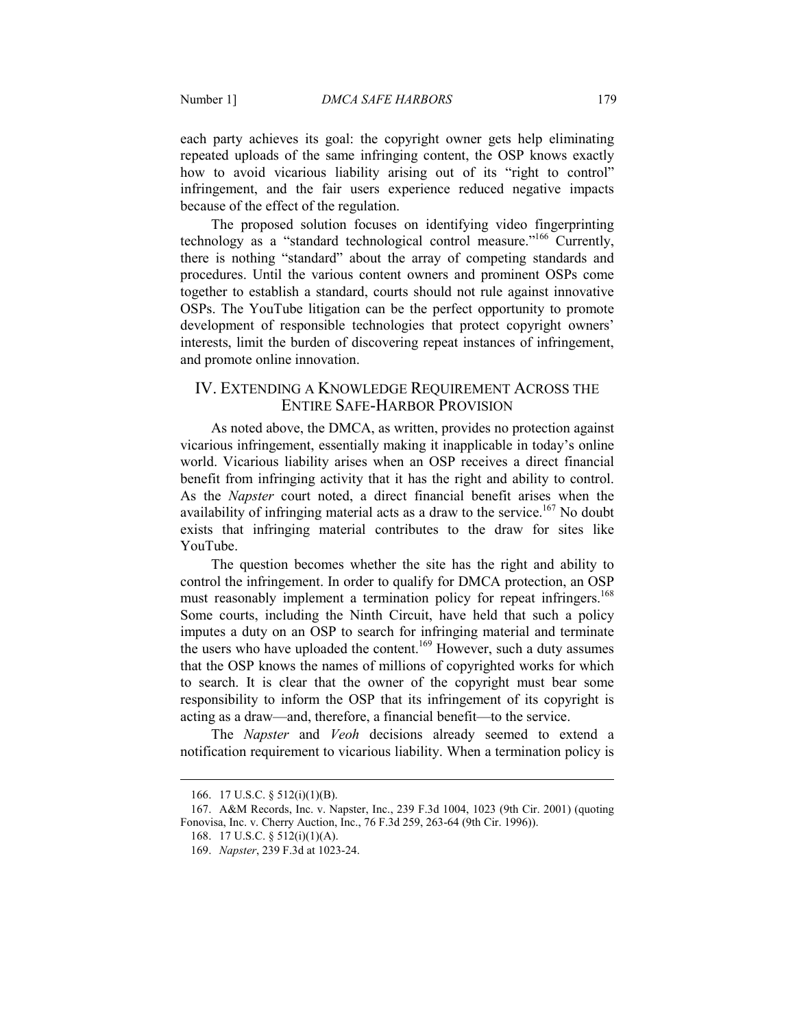each party achieves its goal: the copyright owner gets help eliminating repeated uploads of the same infringing content, the OSP knows exactly how to avoid vicarious liability arising out of its "right to control" infringement, and the fair users experience reduced negative impacts because of the effect of the regulation.

The proposed solution focuses on identifying video fingerprinting technology as a "standard technological control measure."[166] Currently, there is nothing "standard" about the array of competing standards and procedures. Until the various content owners and prominent OSPs come together to establish a standard, courts should not rule against innovative OSPs. The YouTube litigation can be the perfect opportunity to promote development of responsible technologies that protect copyright owners' interests, limit the burden of discovering repeat instances of infringement, and promote online innovation.

## IV. EXTENDING A KNOWLEDGE REQUIREMENT ACROSS THE ENTIRE SAFE-HARBOR PROVISION

As noted above, the DMCA, as written, provides no protection against vicarious infringement, essentially making it inapplicable in today's online world. Vicarious liability arises when an OSP receives a direct financial benefit from infringing activity that it has the right and ability to control. As the *Napster* court noted, a direct financial benefit arises when the availability of infringing material acts as a draw to the service.[167] No doubt exists that infringing material contributes to the draw for sites like YouTube.

The question becomes whether the site has the right and ability to control the infringement. In order to qualify for DMCA protection, an OSP must reasonably implement a termination policy for repeat infringers.[168] Some courts, including the Ninth Circuit, have held that such a policy imputes a duty on an OSP to search for infringing material and terminate the users who have uploaded the content.[169] However, such a duty assumes that the OSP knows the names of millions of copyrighted works for which to search. It is clear that the owner of the copyright must bear some responsibility to inform the OSP that its infringement of its copyright is acting as a draw—and, therefore, a financial benefit—to the service.

The *Napster* and *Veoh* decisions already seemed to extend a notification requirement to vicarious liability. When a termination policy is

166. 17 U.S.C. § 512(i)(1)(B).

167. A&M Records, Inc. v. Napster, Inc., 239 F.3d 1004, 1023 (9th Cir. 2001) (quoting Fonovisa, Inc. v. Cherry Auction, Inc., 76 F.3d 259, 263-64 (9th Cir. 1996)).

168. 17 U.S.C. § 512(i)(1)(A).

169. *Napster*, 239 F.3d at 1023-24.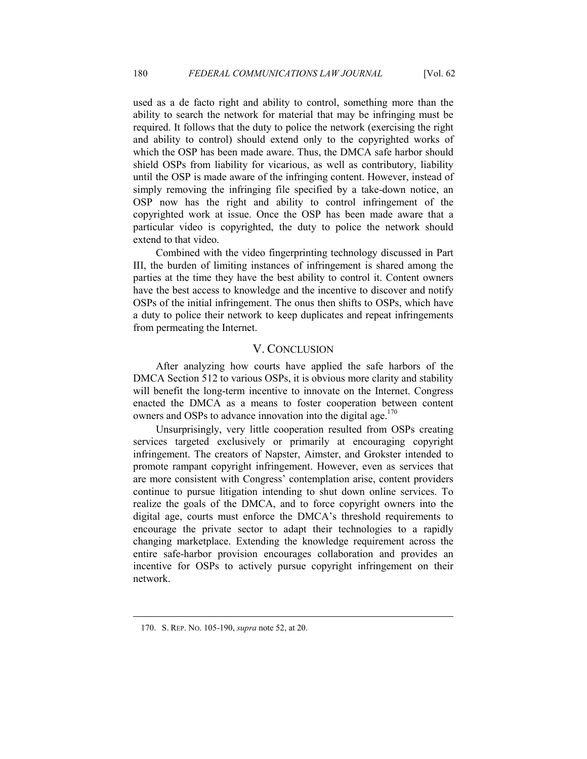used as a de facto right and ability to control, something more than the ability to search the network for material that may be infringing must be required. It follows that the duty to police the network (exercising the right and ability to control) should extend only to the copyrighted works of which the OSP has been made aware. Thus, the DMCA safe harbor should shield OSPs from liability for vicarious, as well as contributory, liability until the OSP is made aware of the infringing content. However, instead of simply removing the infringing file specified by a take-down notice, an OSP now has the right and ability to control infringement of the copyrighted work at issue. Once the OSP has been made aware that a particular video is copyrighted, the duty to police the network should extend to that video.

Combined with the video fingerprinting technology discussed in Part III, the burden of limiting instances of infringement is shared among the parties at the time they have the best ability to control it. Content owners have the best access to knowledge and the incentive to discover and notify OSPs of the initial infringement. The onus then shifts to OSPs, which have a duty to police their network to keep duplicates and repeat infringements from permeating the Internet.

## V. CONCLUSION

After analyzing how courts have applied the safe harbors of the DMCA Section 512 to various OSPs, it is obvious more clarity and stability will benefit the long-term incentive to innovate on the Internet. Congress enacted the DMCA as a means to foster cooperation between content owners and OSPs to advance innovation into the digital age.[170]

Unsurprisingly, very little cooperation resulted from OSPs creating services targeted exclusively or primarily at encouraging copyright infringement. The creators of Napster, Aimster, and Grokster intended to promote rampant copyright infringement. However, even as services that are more consistent with Congress' contemplation arise, content providers continue to pursue litigation intending to shut down online services. To realize the goals of the DMCA, and to force copyright owners into the digital age, courts must enforce the DMCA's threshold requirements to encourage the private sector to adapt their technologies to a rapidly changing marketplace. Extending the knowledge requirement across the entire safe-harbor provision encourages collaboration and provides an incentive for OSPs to actively pursue copyright infringement on their network.

---

170. S. REP. NO. 105-190, *supra* note 52, at 20.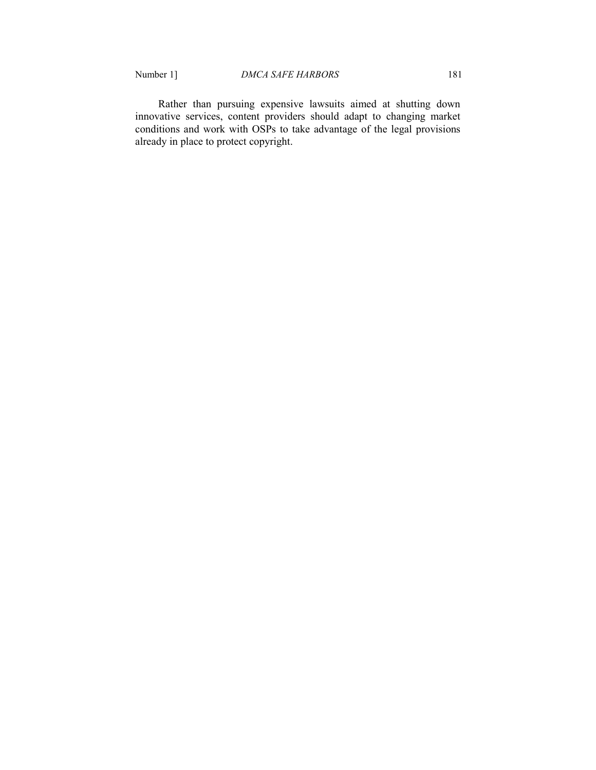Rather than pursuing expensive lawsuits aimed at shutting down innovative services, content providers should adapt to changing market conditions and work with OSPs to take advantage of the legal provisions already in place to protect copyright.